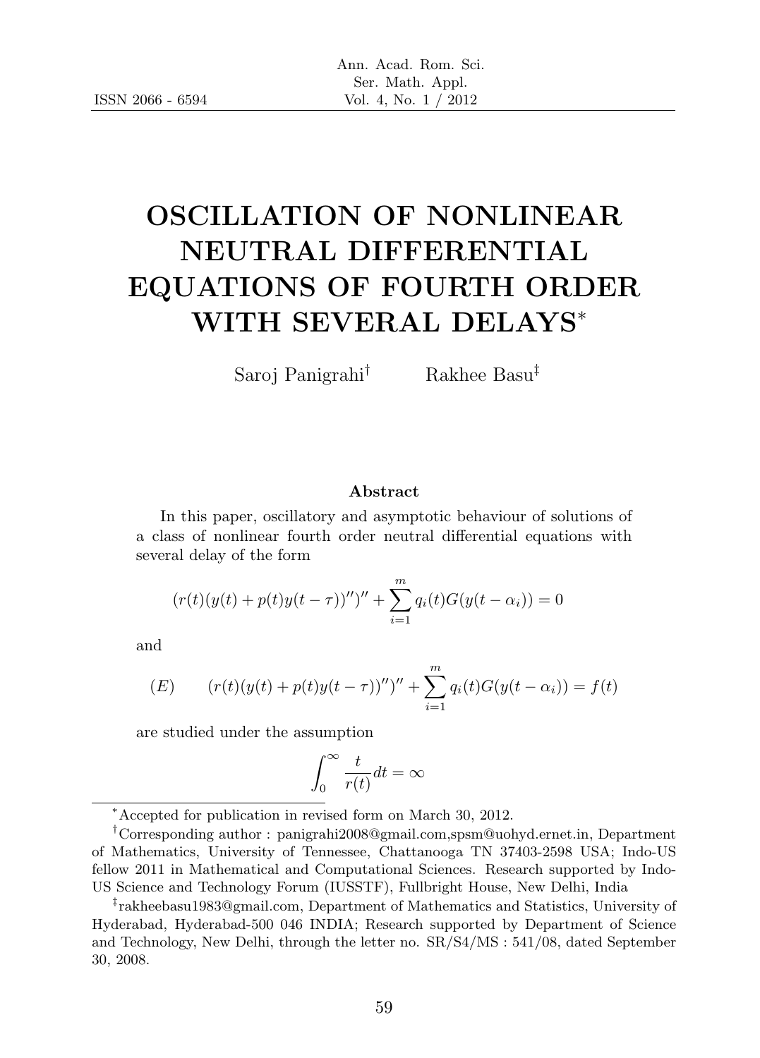# OSCILLATION OF NONLINEAR NEUTRAL DIFFERENTIAL EQUATIONS OF FOURTH ORDER WITH SEVERAL DELAYS*

Saroj Panigrahi[†] Rakhee Basu[‡]

### Abstract

In this paper, oscillatory and asymptotic behaviour of solutions of a class of nonlinear fourth order neutral differential equations with several delay of the form

$$(r(t)(y(t) + p(t)y(t-\tau))'')'' + \sum_{i=1}^{m} q_i(t)G(y(t-\alpha_i)) = 0$$

and

$$(E) \qquad (r(t)(y(t) + p(t)y(t-\tau))'')'' + \sum_{i=1}^{m} q_i(t)G(y(t-\alpha_i)) = f(t)$$

are studied under the assumption

$$\int_0^\infty \frac{t}{r(t)} dt = \infty$$

---

*Accepted for publication in revised form on March 30, 2012.

[†]Corresponding author : panigrahi2008@gmail.com,spsm@uohyd.ernet.in, Department of Mathematics, University of Tennessee, Chattanooga TN 37403-2598 USA; Indo-US fellow 2011 in Mathematical and Computational Sciences. Research supported by Indo-US Science and Technology Forum (IUSSTF), Fullbright House, New Delhi, India

[‡]rakheebasu1983@gmail.com, Department of Mathematics and Statistics, University of Hyderabad, Hyderabad-500 046 INDIA; Research supported by Department of Science and Technology, New Delhi, through the letter no. SR/S4/MS : 541/08, dated September 30, 2008.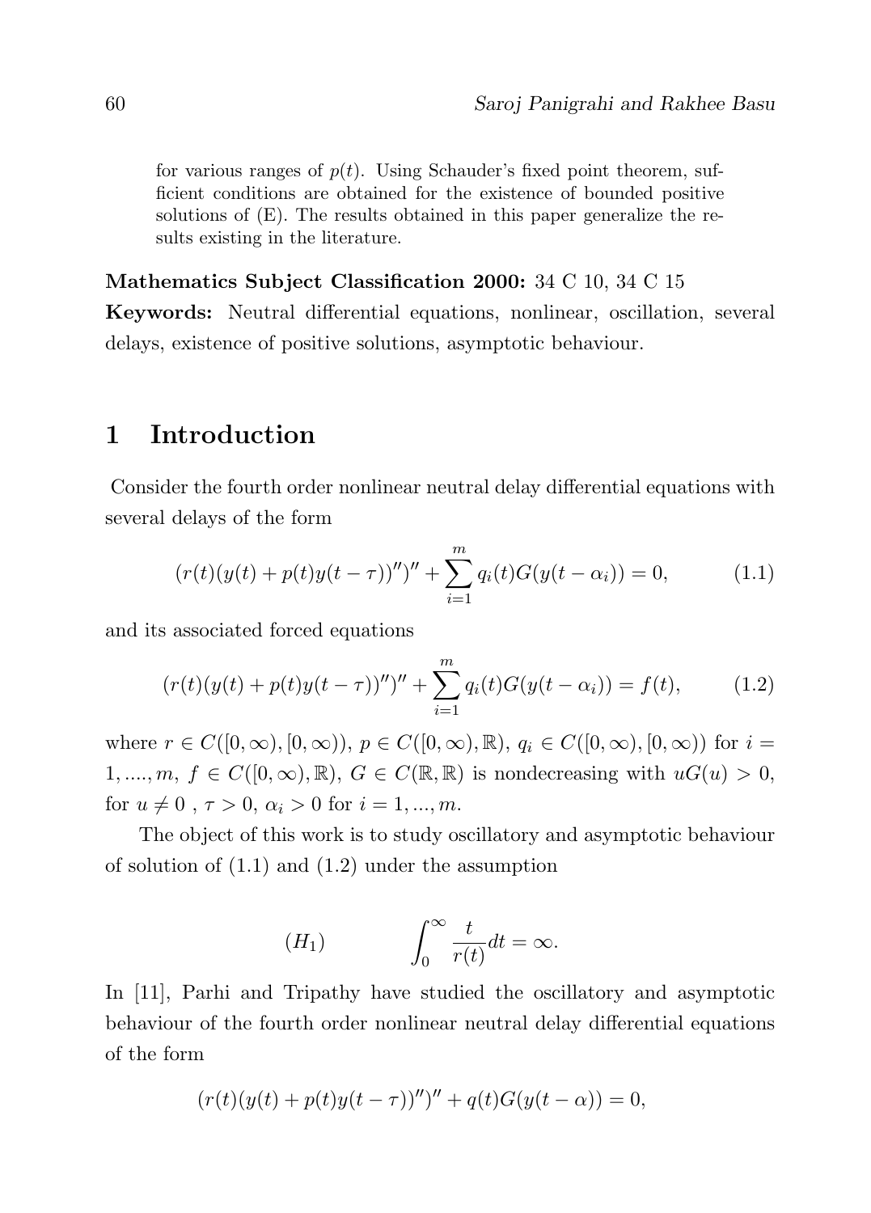for various ranges of $p(t)$. Using Schauder's fixed point theorem, sufficient conditions are obtained for the existence of bounded positive solutions of (E). The results obtained in this paper generalize the results existing in the literature.

**Mathematics Subject Classification 2000:** 34 C 10, 34 C 15

**Keywords:** Neutral differential equations, nonlinear, oscillation, several delays, existence of positive solutions, asymptotic behaviour.

## 1 Introduction

Consider the fourth order nonlinear neutral delay differential equations with several delays of the form

$$(r(t)(y(t) + p(t)y(t-\tau))'')'' + \sum_{i=1}^{m} q_i(t)G(y(t-\alpha_i)) = 0, \tag{1.1}$$

and its associated forced equations

$$(r(t)(y(t) + p(t)y(t-\tau))'')'' + \sum_{i=1}^{m} q_i(t)G(y(t-\alpha_i)) = f(t), \tag{1.2}$$

where $r \in C([0,\infty),[0,\infty))$, $p \in C([0,\infty),\mathbb{R})$, $q_i \in C([0,\infty),[0,\infty))$ for $i = 1,....,m$, $f \in C([0,\infty),\mathbb{R})$, $G \in C(\mathbb{R},\mathbb{R})$ is nondecreasing with $uG(u) > 0$, for $u \neq 0$ , $\tau > 0$, $\alpha_i > 0$ for $i = 1,...,m$.

The object of this work is to study oscillatory and asymptotic behaviour of solution of (1.1) and (1.2) under the assumption

$$(H_1) \qquad \int_0^\infty \frac{t}{r(t)} dt = \infty.$$

In [11], Parhi and Tripathy have studied the oscillatory and asymptotic behaviour of the fourth order nonlinear neutral delay differential equations of the form

$$(r(t)(y(t) + p(t)y(t-\tau))'')'' + q(t)G(y(t-\alpha)) = 0,$$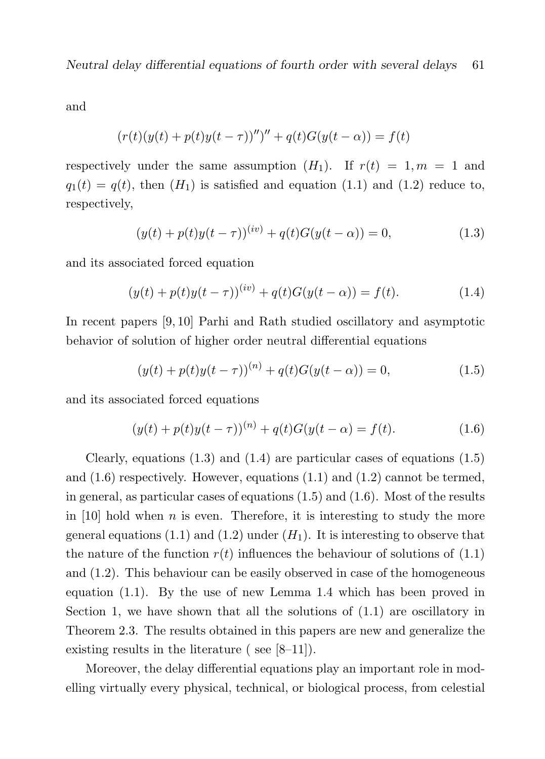and

$$(r(t)(y(t) + p(t)y(t - \tau))'')'' + q(t)G(y(t - \alpha)) = f(t)$$

respectively under the same assumption $(H_1)$. If $r(t) = 1, m = 1$ and $q_1(t) = q(t)$, then $(H_1)$ is satisfied and equation (1.1) and (1.2) reduce to, respectively,

$$(y(t) + p(t)y(t - \tau))^{(iv)} + q(t)G(y(t - \alpha)) = 0, \tag{1.3}$$

and its associated forced equation

$$(y(t) + p(t)y(t - \tau))^{(iv)} + q(t)G(y(t - \alpha)) = f(t). \tag{1.4}$$

In recent papers [9, 10] Parhi and Rath studied oscillatory and asymptotic behavior of solution of higher order neutral differential equations

$$(y(t) + p(t)y(t - \tau))^{(n)} + q(t)G(y(t - \alpha)) = 0, \tag{1.5}$$

and its associated forced equations

$$(y(t) + p(t)y(t - \tau))^{(n)} + q(t)G(y(t - \alpha) = f(t). \tag{1.6}$$

Clearly, equations (1.3) and (1.4) are particular cases of equations (1.5) and (1.6) respectively. However, equations (1.1) and (1.2) cannot be termed, in general, as particular cases of equations (1.5) and (1.6). Most of the results in [10] hold when $n$ is even. Therefore, it is interesting to study the more general equations (1.1) and (1.2) under $(H_1)$. It is interesting to observe that the nature of the function $r(t)$ influences the behaviour of solutions of (1.1) and (1.2). This behaviour can be easily observed in case of the homogeneous equation (1.1). By the use of new Lemma 1.4 which has been proved in Section 1, we have shown that all the solutions of (1.1) are oscillatory in Theorem 2.3. The results obtained in this papers are new and generalize the existing results in the literature ( see [8–11]).

Moreover, the delay differential equations play an important role in modelling virtually every physical, technical, or biological process, from celestial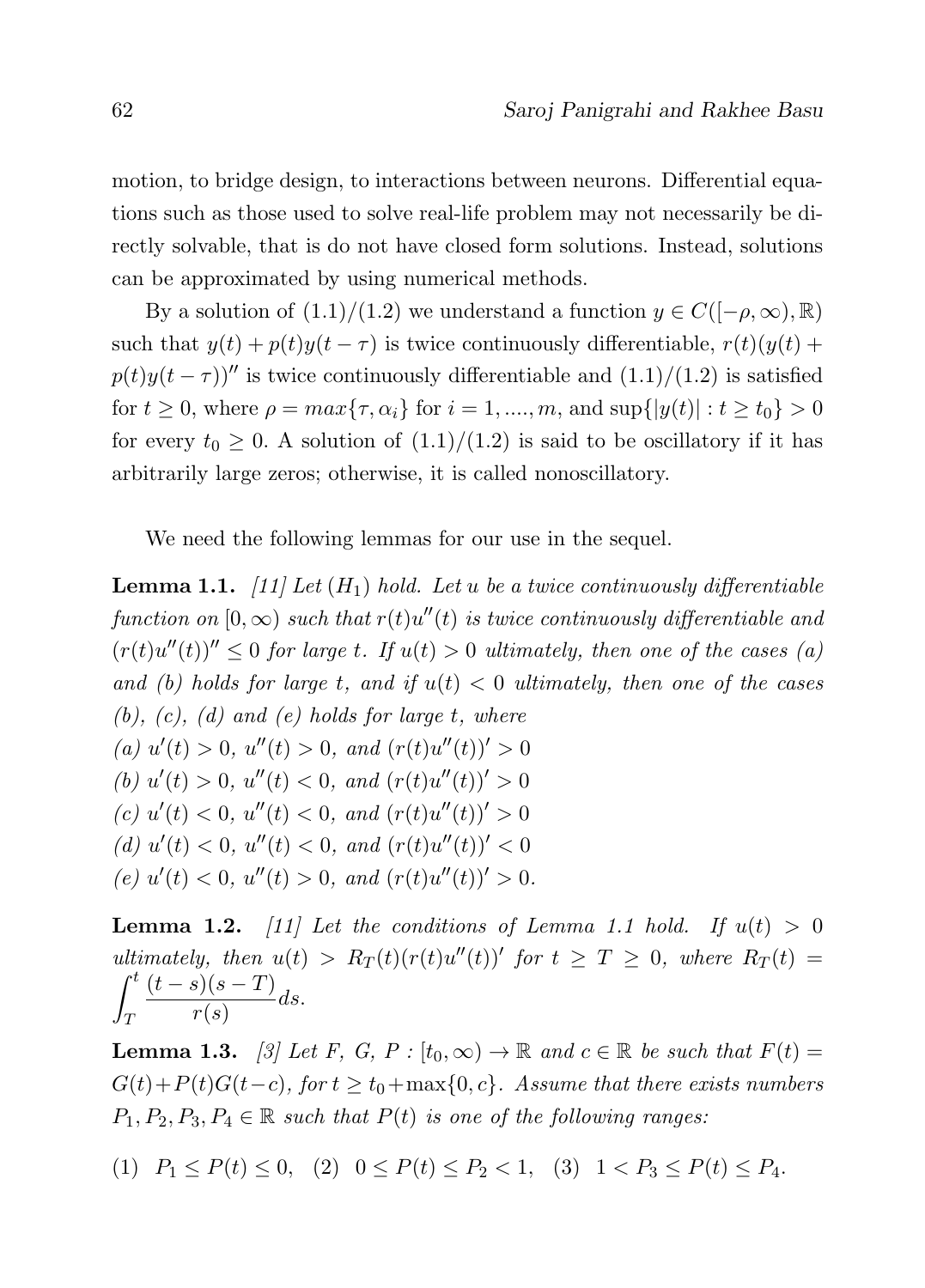motion, to bridge design, to interactions between neurons. Differential equations such as those used to solve real-life problem may not necessarily be directly solvable, that is do not have closed form solutions. Instead, solutions can be approximated by using numerical methods.

By a solution of (1.1)/(1.2) we understand a function $y \in C([-\rho, \infty), \mathbb{R})$ such that $y(t) + p(t)y(t-\tau)$ is twice continuously differentiable, $r(t)(y(t) + p(t)y(t-\tau))''$ is twice continuously differentiable and (1.1)/(1.2) is satisfied for $t \geq 0$, where $\rho = max\{\tau, \alpha_i\}$ for $i = 1, ...., m$, and $\sup\{|y(t)| : t \geq t_0\} > 0$ for every $t_0 \geq 0$. A solution of (1.1)/(1.2) is said to be oscillatory if it has arbitrarily large zeros; otherwise, it is called nonoscillatory.

We need the following lemmas for our use in the sequel.

**Lemma 1.1.** *[11] Let $(H_1)$ hold. Let $u$ be a twice continuously differentiable function on $[0, \infty)$ such that $r(t)u''(t)$ is twice continuously differentiable and $(r(t)u''(t))'' \leq 0$ for large $t$. If $u(t) > 0$ ultimately, then one of the cases (a) and (b) holds for large $t$, and if $u(t) < 0$ ultimately, then one of the cases (b), (c), (d) and (e) holds for large $t$, where*
*(a) $u'(t) > 0$, $u''(t) > 0$, and $(r(t)u''(t))' > 0$*
*(b) $u'(t) > 0$, $u''(t) < 0$, and $(r(t)u''(t))' > 0$*
*(c) $u'(t) < 0$, $u''(t) < 0$, and $(r(t)u''(t))' > 0$*
*(d) $u'(t) < 0$, $u''(t) < 0$, and $(r(t)u''(t))' < 0$*
*(e) $u'(t) < 0$, $u''(t) > 0$, and $(r(t)u''(t))' > 0$.*

**Lemma 1.2.** *[11] Let the conditions of Lemma 1.1 hold. If $u(t) > 0$ ultimately, then $u(t) > R_T(t)(r(t)u''(t))'$ for $t \geq T \geq 0$, where $R_T(t) = \displaystyle\int_T^t \frac{(t-s)(s-T)}{r(s)} ds$.*

**Lemma 1.3.** *[3] Let $F$, $G$, $P : [t_0, \infty) \to \mathbb{R}$ and $c \in \mathbb{R}$ be such that $F(t) = G(t) + P(t)G(t-c)$, for $t \geq t_0 + \max\{0, c\}$. Assume that there exists numbers $P_1, P_2, P_3, P_4 \in \mathbb{R}$ such that $P(t)$ is one of the following ranges:*

(1) $P_1 \leq P(t) \leq 0$, (2) $0 \leq P(t) \leq P_2 < 1$, (3) $1 < P_3 \leq P(t) \leq P_4$.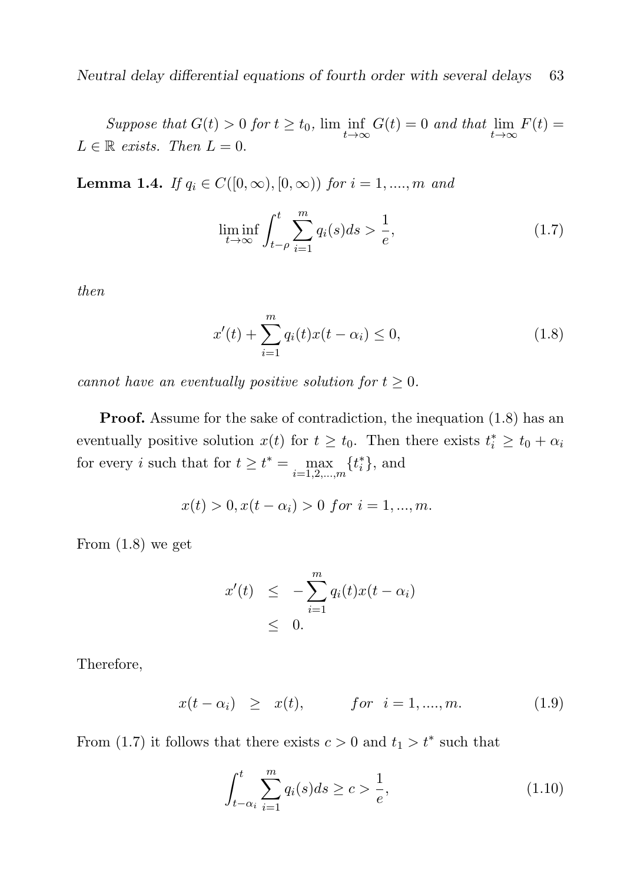*Suppose that $G(t) > 0$ for $t \geq t_0$, $\lim\inf_{t\to\infty} G(t) = 0$ and that $\lim_{t\to\infty} F(t) = L \in \mathbb{R}$ exists. Then $L = 0$.*

**Lemma 1.4.** *If $q_i \in C([0,\infty),[0,\infty))$ for $i = 1, ...., m$ and*

$$\liminf_{t\to\infty} \int_{t-\rho}^{t} \sum_{i=1}^{m} q_i(s)ds > \frac{1}{e}, \tag{1.7}$$

*then*

$$x'(t) + \sum_{i=1}^{m} q_i(t)x(t-\alpha_i) \leq 0, \tag{1.8}$$

*cannot have an eventually positive solution for $t \geq 0$.*

**Proof.** Assume for the sake of contradiction, the inequation (1.8) has an eventually positive solution $x(t)$ for $t \geq t_0$. Then there exists $t_i^* \geq t_0 + \alpha_i$ for every $i$ such that for $t \geq t^* = \max_{i=1,2,...,m}\{t_i^*\}$, and

$$x(t) > 0, x(t-\alpha_i) > 0 \; for \; i = 1, ..., m.$$

From (1.8) we get

$$\begin{aligned} x'(t) &\leq -\sum_{i=1}^{m} q_i(t)x(t-\alpha_i) \\ &\leq 0. \end{aligned}$$

Therefore,

$$x(t-\alpha_i) \geq x(t), \qquad for \;\; i = 1, ...., m. \tag{1.9}$$

From (1.7) it follows that there exists $c > 0$ and $t_1 > t^*$ such that

$$\int_{t-\alpha_i}^{t} \sum_{i=1}^{m} q_i(s)ds \geq c > \frac{1}{e}, \tag{1.10}$$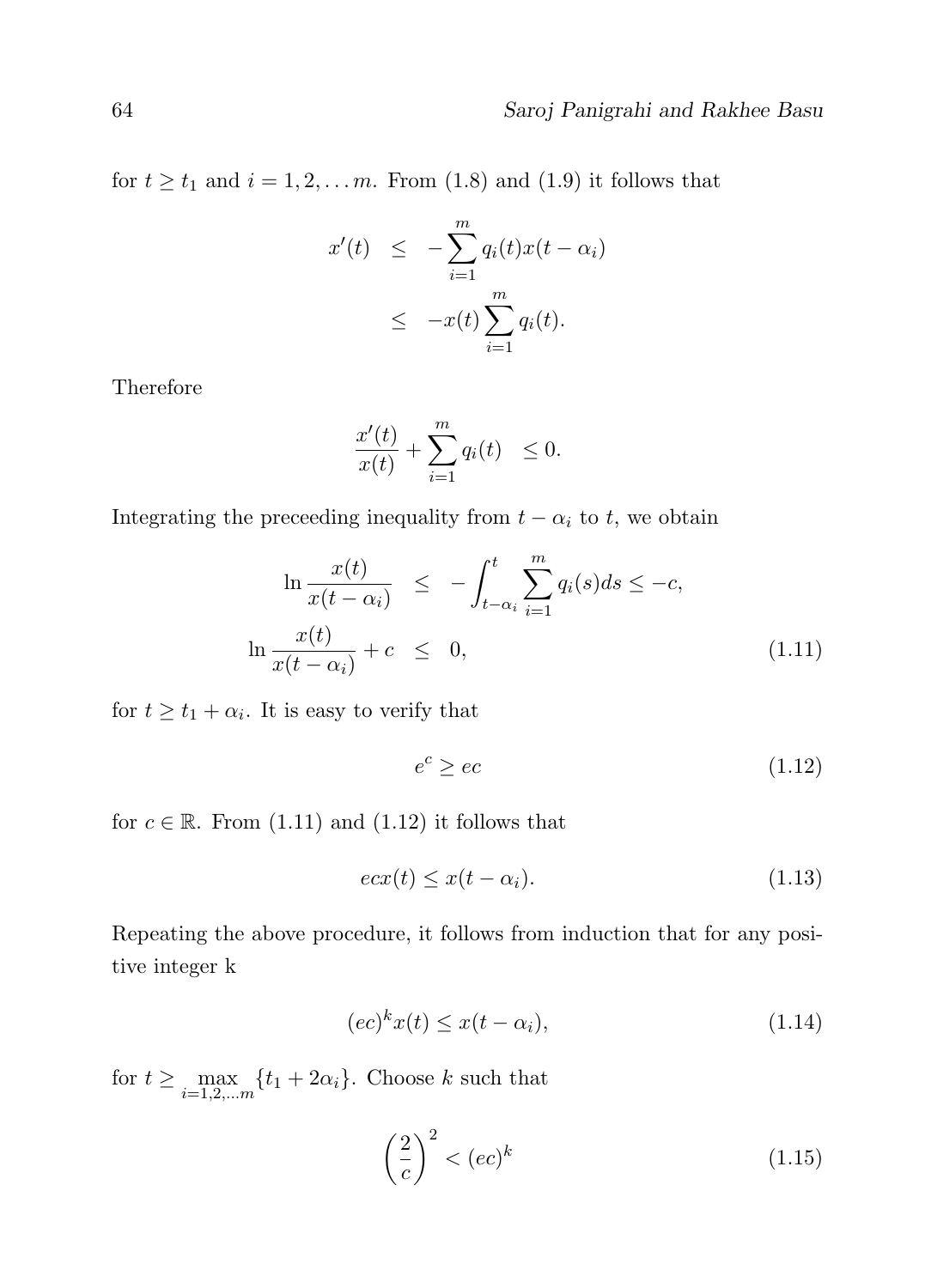for $t \geq t_1$ and $i = 1, 2, \ldots m$. From (1.8) and (1.9) it follows that

$$
\begin{aligned}
x'(t) &\leq -\sum_{i=1}^{m} q_i(t)x(t-\alpha_i) \\
&\leq -x(t)\sum_{i=1}^{m} q_i(t).
\end{aligned}
$$

Therefore

$$
\frac{x'(t)}{x(t)} + \sum_{i=1}^{m} q_i(t) \leq 0.
$$

Integrating the preceeding inequality from $t - \alpha_i$ to $t$, we obtain

$$
\begin{aligned}
\ln \frac{x(t)}{x(t-\alpha_i)} &\leq -\int_{t-\alpha_i}^{t} \sum_{i=1}^{m} q_i(s)ds \leq -c, \\
\ln \frac{x(t)}{x(t-\alpha_i)} + c &\leq 0, \qquad (1.11)
\end{aligned}
$$

for $t \geq t_1 + \alpha_i$. It is easy to verify that

$$
e^c \geq ec \tag{1.12}
$$

for $c \in \mathbb{R}$. From (1.11) and (1.12) it follows that

$$
ecx(t) \leq x(t-\alpha_i). \tag{1.13}
$$

Repeating the above procedure, it follows from induction that for any positive integer k

$$
(ec)^k x(t) \leq x(t-\alpha_i), \tag{1.14}
$$

for $t \geq \max_{i=1,2,\ldots m}\{t_1 + 2\alpha_i\}$. Choose $k$ such that

$$
\left(\frac{2}{c}\right)^2 < (ec)^k \tag{1.15}
$$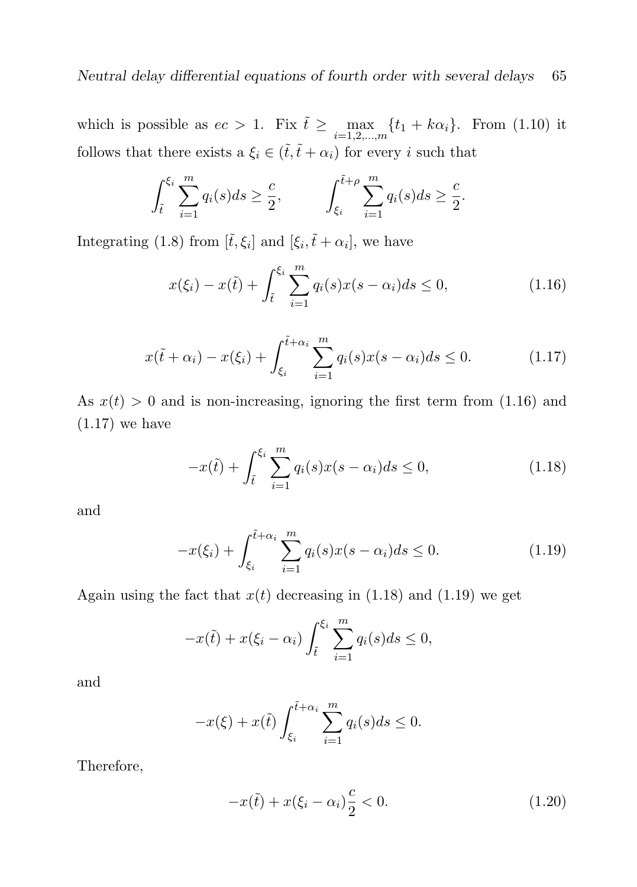which is possible as $ec > 1$. Fix $\tilde{t} \geq \max_{i=1,2,\ldots,m} \{t_1 + k\alpha_i\}$. From (1.10) it follows that there exists a $\xi_i \in (\tilde{t}, \tilde{t} + \alpha_i)$ for every $i$ such that

$$\int_{\tilde{t}}^{\xi_i} \sum_{i=1}^{m} q_i(s)ds \geq \frac{c}{2}, \qquad \int_{\xi_i}^{\tilde{t}+\rho} \sum_{i=1}^{m} q_i(s)ds \geq \frac{c}{2}.$$

Integrating (1.8) from $[\tilde{t}, \xi_i]$ and $[\xi_i, \tilde{t} + \alpha_i]$, we have

$$x(\xi_i) - x(\tilde{t}) + \int_{\tilde{t}}^{\xi_i} \sum_{i=1}^{m} q_i(s)x(s - \alpha_i)ds \leq 0, \tag{1.16}$$

$$x(\tilde{t} + \alpha_i) - x(\xi_i) + \int_{\xi_i}^{\tilde{t}+\alpha_i} \sum_{i=1}^{m} q_i(s)x(s - \alpha_i)ds \leq 0. \tag{1.17}$$

As $x(t) > 0$ and is non-increasing, ignoring the first term from (1.16) and (1.17) we have

$$-x(\tilde{t}) + \int_{\tilde{t}}^{\xi_i} \sum_{i=1}^{m} q_i(s)x(s - \alpha_i)ds \leq 0, \tag{1.18}$$

and

$$-x(\xi_i) + \int_{\xi_i}^{\tilde{t}+\alpha_i} \sum_{i=1}^{m} q_i(s)x(s - \alpha_i)ds \leq 0. \tag{1.19}$$

Again using the fact that $x(t)$ decreasing in (1.18) and (1.19) we get

$$-x(\tilde{t}) + x(\xi_i - \alpha_i) \int_{\tilde{t}}^{\xi_i} \sum_{i=1}^{m} q_i(s)ds \leq 0,$$

and

$$-x(\xi) + x(\tilde{t}) \int_{\xi_i}^{\tilde{t}+\alpha_i} \sum_{i=1}^{m} q_i(s)ds \leq 0.$$

Therefore,

$$-x(\tilde{t}) + x(\xi_i - \alpha_i)\frac{c}{2} < 0. \tag{1.20}$$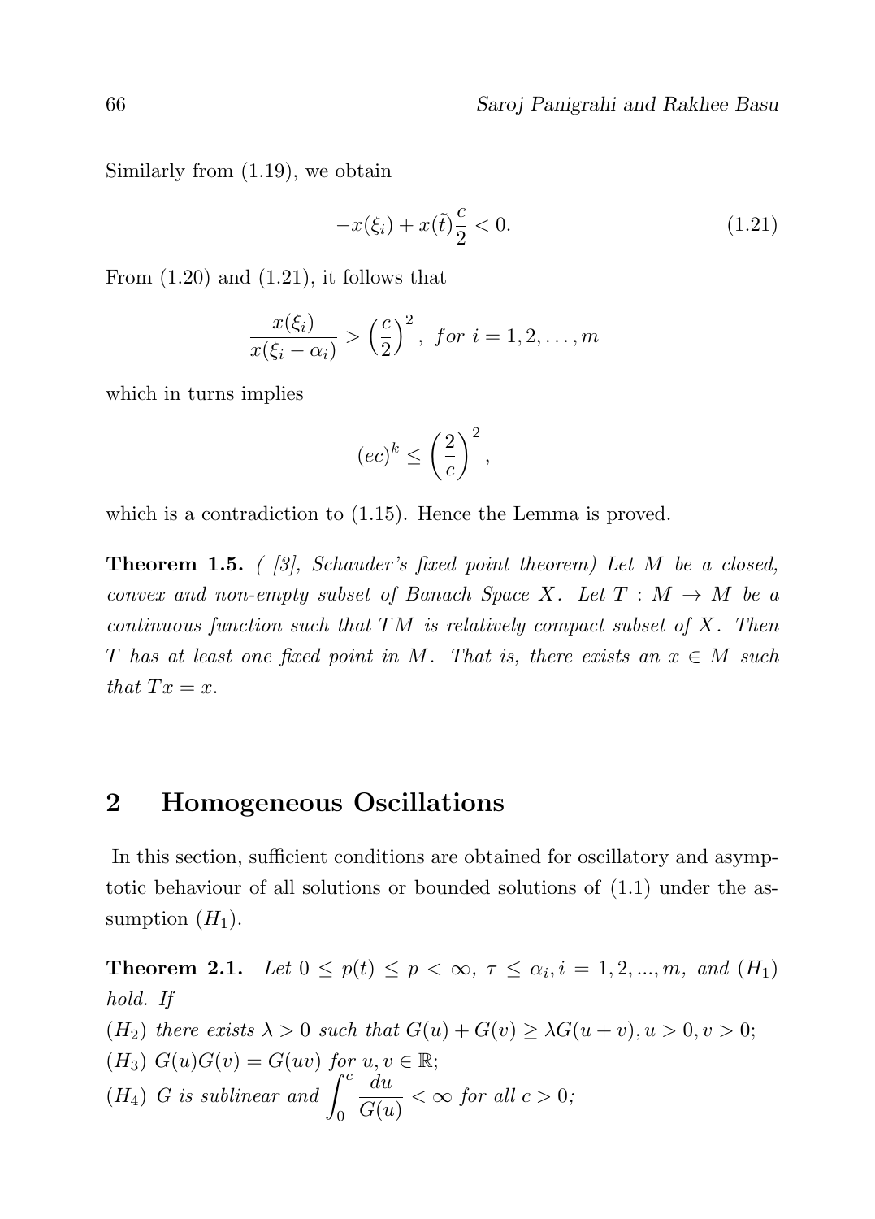Similarly from (1.19), we obtain

$$-x(\xi_i) + x(\tilde{t})\frac{c}{2} < 0. \tag{1.21}$$

From (1.20) and (1.21), it follows that

$$\frac{x(\xi_i)}{x(\xi_i - \alpha_i)} > \left(\frac{c}{2}\right)^2, \; for \; i = 1, 2, \ldots, m$$

which in turns implies

$$(ec)^k \leq \left(\frac{2}{c}\right)^2,$$

which is a contradiction to (1.15). Hence the Lemma is proved.

**Theorem 1.5.** *( [3], Schauder's fixed point theorem) Let $M$ be a closed, convex and non-empty subset of Banach Space $X$. Let $T : M \to M$ be a continuous function such that $TM$ is relatively compact subset of $X$. Then $T$ has at least one fixed point in $M$. That is, there exists an $x \in M$ such that $Tx = x$.*

## 2 Homogeneous Oscillations

In this section, sufficient conditions are obtained for oscillatory and asymptotic behaviour of all solutions or bounded solutions of (1.1) under the assumption $(H_1)$.

**Theorem 2.1.** *Let $0 \leq p(t) \leq p < \infty$, $\tau \leq \alpha_i, i = 1, 2, ..., m$, and $(H_1)$ hold. If*

*$(H_2)$ there exists $\lambda > 0$ such that $G(u) + G(v) \geq \lambda G(u + v), u > 0, v > 0$;*

*$(H_3)$ $G(u)G(v) = G(uv)$ for $u, v \in \mathbb{R}$;*

*$(H_4)$ $G$ is sublinear and $\displaystyle\int_0^c \frac{du}{G(u)} < \infty$ for all $c > 0$;*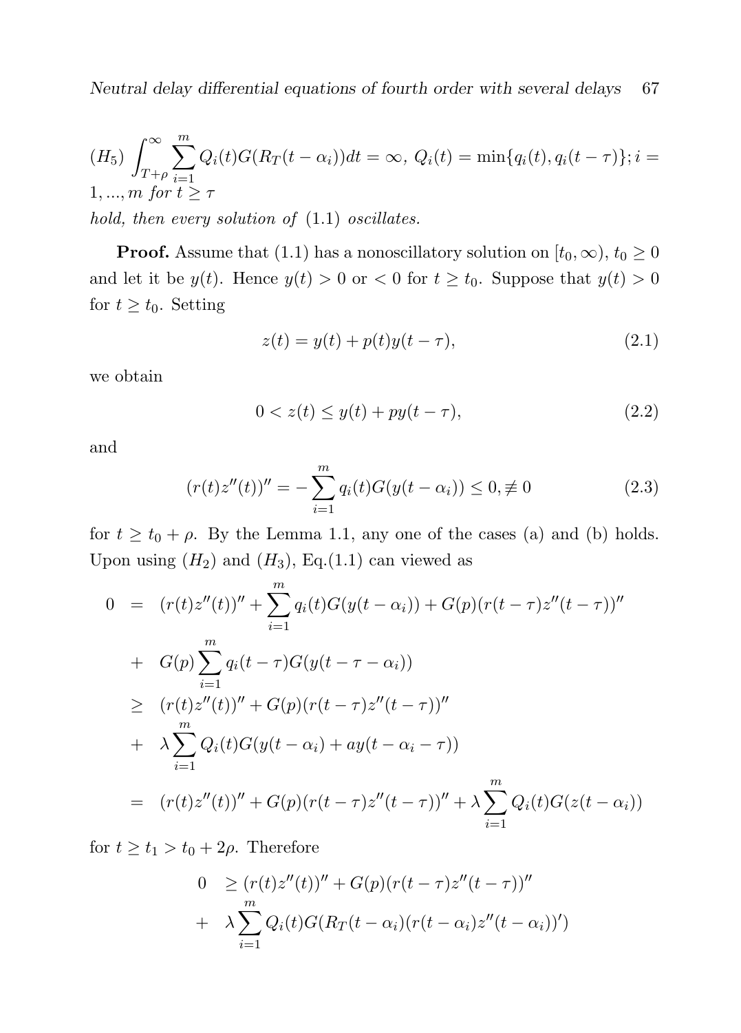$(H_5)$ $\int_{T+\rho}^{\infty} \sum_{i=1}^{m} Q_i(t) G(R_T(t-\alpha_i))dt = \infty$, $Q_i(t) = \min\{q_i(t), q_i(t-\tau)\}; i = 1, ..., m$ *for* $t \geq \tau$

*hold, then every solution of* (1.1) *oscillates.*

**Proof.** Assume that (1.1) has a nonoscillatory solution on $[t_0, \infty)$, $t_0 \geq 0$ and let it be $y(t)$. Hence $y(t) > 0$ or $< 0$ for $t \geq t_0$. Suppose that $y(t) > 0$ for $t \geq t_0$. Setting

$$z(t) = y(t) + p(t)y(t-\tau), \tag{2.1}$$

we obtain

$$0 < z(t) \leq y(t) + py(t-\tau), \tag{2.2}$$

and

$$(r(t)z''(t))'' = -\sum_{i=1}^{m} q_i(t)G(y(t-\alpha_i)) \leq 0, \not\equiv 0 \tag{2.3}$$

for $t \geq t_0 + \rho$. By the Lemma 1.1, any one of the cases (a) and (b) holds. Upon using $(H_2)$ and $(H_3)$, Eq.(1.1) can viewed as

$$\begin{aligned}
0 &= (r(t)z''(t))'' + \sum_{i=1}^{m} q_i(t)G(y(t-\alpha_i)) + G(p)(r(t-\tau)z''(t-\tau))'' \\
&+ G(p)\sum_{i=1}^{m} q_i(t-\tau)G(y(t-\tau-\alpha_i)) \\
&\geq (r(t)z''(t))'' + G(p)(r(t-\tau)z''(t-\tau))'' \\
&+ \lambda \sum_{i=1}^{m} Q_i(t)G(y(t-\alpha_i) + ay(t-\alpha_i-\tau)) \\
&= (r(t)z''(t))'' + G(p)(r(t-\tau)z''(t-\tau))'' + \lambda \sum_{i=1}^{m} Q_i(t)G(z(t-\alpha_i))
\end{aligned}$$

for $t \geq t_1 > t_0 + 2\rho$. Therefore

$$\begin{aligned}
0 &\geq (r(t)z''(t))'' + G(p)(r(t-\tau)z''(t-\tau))'' \\
&+ \lambda \sum_{i=1}^{m} Q_i(t)G(R_T(t-\alpha_i)(r(t-\alpha_i)z''(t-\alpha_i))')
\end{aligned}$$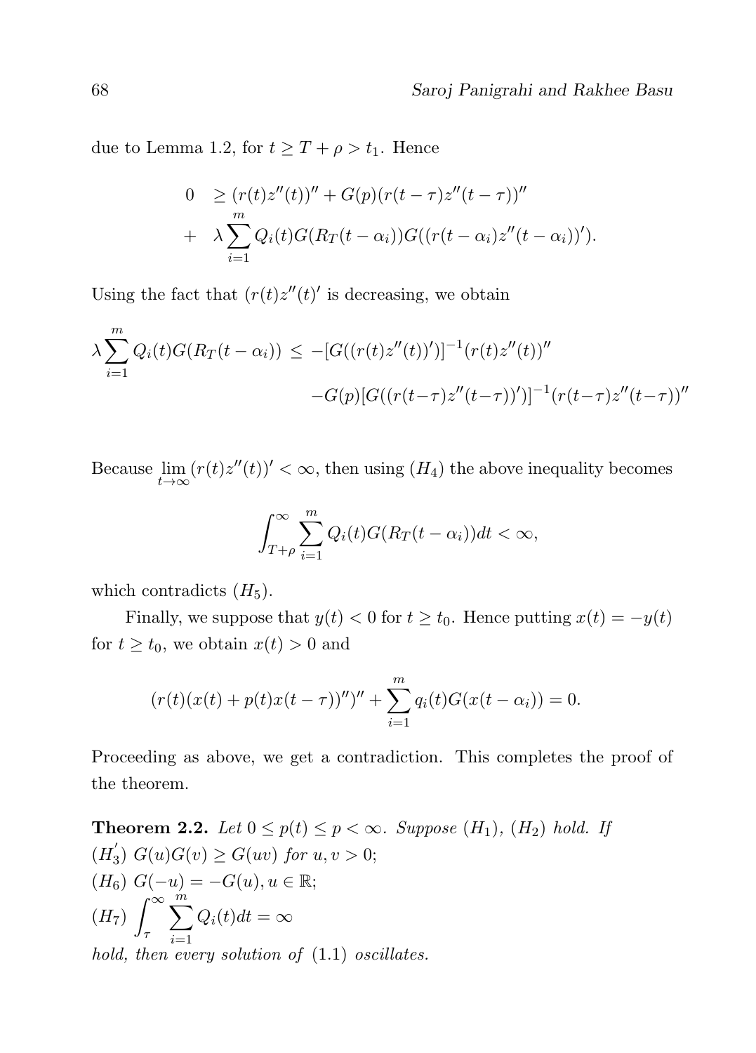due to Lemma 1.2, for $t \geq T + \rho > t_1$. Hence

$$
\begin{aligned}
0 \quad &\geq (r(t)z''(t))'' + G(p)(r(t-\tau)z''(t-\tau))'' \\
+ \quad &\lambda \sum_{i=1}^{m} Q_i(t) G(R_T(t-\alpha_i)) G((r(t-\alpha_i)z''(t-\alpha_i))').
\end{aligned}
$$

Using the fact that $(r(t)z''(t))'$ is decreasing, we obtain

$$
\begin{aligned}
\lambda \sum_{i=1}^{m} Q_i(t) G(R_T(t-\alpha_i)) \;\leq\; &-[G((r(t)z''(t))')]^{-1}(r(t)z''(t))'' \\
&-G(p)[G((r(t-\tau)z''(t-\tau))')]^{-1}(r(t-\tau)z''(t-\tau))''
\end{aligned}
$$

Because $\lim_{t\to\infty}(r(t)z''(t))' < \infty$, then using $(H_4)$ the above inequality becomes

$$
\int_{T+\rho}^{\infty} \sum_{i=1}^{m} Q_i(t) G(R_T(t-\alpha_i)) dt < \infty,
$$

which contradicts $(H_5)$.

Finally, we suppose that $y(t) < 0$ for $t \geq t_0$. Hence putting $x(t) = -y(t)$ for $t \geq t_0$, we obtain $x(t) > 0$ and

$$
(r(t)(x(t) + p(t)x(t-\tau))'')'' + \sum_{i=1}^{m} q_i(t) G(x(t-\alpha_i)) = 0.
$$

Proceeding as above, we get a contradiction. This completes the proof of the theorem.

**Theorem 2.2.** *Let $0 \leq p(t) \leq p < \infty$. Suppose $(H_1)$, $(H_2)$ hold. If*
$(H_3^{'})$ *$G(u)G(v) \geq G(uv)$ for $u, v > 0$;*
$(H_6)$ *$G(-u) = -G(u), u \in \mathbb{R}$;*
$(H_7)$ $\displaystyle\int_{\tau}^{\infty} \sum_{i=1}^{m} Q_i(t) dt = \infty$
*hold, then every solution of* (1.1) *oscillates.*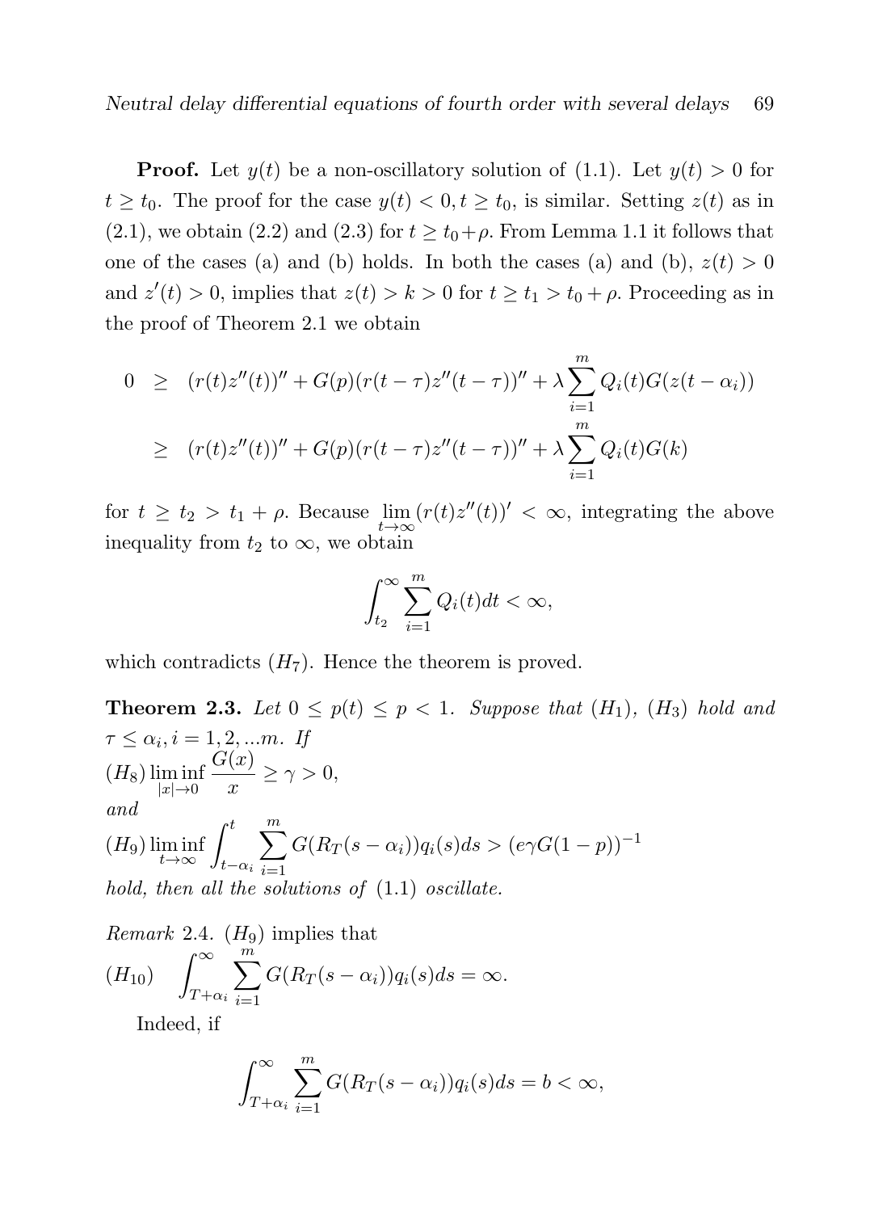**Proof.** Let $y(t)$ be a non-oscillatory solution of (1.1). Let $y(t) > 0$ for $t \geq t_0$. The proof for the case $y(t) < 0, t \geq t_0$, is similar. Setting $z(t)$ as in (2.1), we obtain (2.2) and (2.3) for $t \geq t_0 + \rho$. From Lemma 1.1 it follows that one of the cases (a) and (b) holds. In both the cases (a) and (b), $z(t) > 0$ and $z'(t) > 0$, implies that $z(t) > k > 0$ for $t \geq t_1 > t_0 + \rho$. Proceeding as in the proof of Theorem 2.1 we obtain

$$\begin{aligned}
0 &\geq (r(t)z''(t))'' + G(p)(r(t-\tau)z''(t-\tau))'' + \lambda \sum_{i=1}^{m} Q_i(t)G(z(t-\alpha_i)) \\
&\geq (r(t)z''(t))'' + G(p)(r(t-\tau)z''(t-\tau))'' + \lambda \sum_{i=1}^{m} Q_i(t)G(k)
\end{aligned}$$

for $t \geq t_2 > t_1 + \rho$. Because $\lim_{t\to\infty} (r(t)z''(t))' < \infty$, integrating the above inequality from $t_2$ to $\infty$, we obtain

$$\int_{t_2}^{\infty} \sum_{i=1}^{m} Q_i(t)dt < \infty,$$

which contradicts $(H_7)$. Hence the theorem is proved.

**Theorem 2.3.** *Let $0 \leq p(t) \leq p < 1$. Suppose that $(H_1)$, $(H_3)$ hold and $\tau \leq \alpha_i, i = 1, 2, ...m$. If*

$(H_8)$ $\liminf_{|x|\to 0} \dfrac{G(x)}{x} \geq \gamma > 0,$

*and*

$(H_9)$ $\liminf_{t\to\infty} \displaystyle\int_{t-\alpha_i}^{t} \sum_{i=1}^{m} G(R_T(s-\alpha_i))q_i(s)ds > (e\gamma G(1-p))^{-1}$

*hold, then all the solutions of (1.1) oscillate.*

*Remark* 2.4. $(H_9)$ implies that

$(H_{10})$ $\displaystyle\int_{T+\alpha_i}^{\infty} \sum_{i=1}^{m} G(R_T(s-\alpha_i))q_i(s)ds = \infty.$

Indeed, if

$$\int_{T+\alpha_i}^{\infty} \sum_{i=1}^{m} G(R_T(s-\alpha_i))q_i(s)ds = b < \infty,$$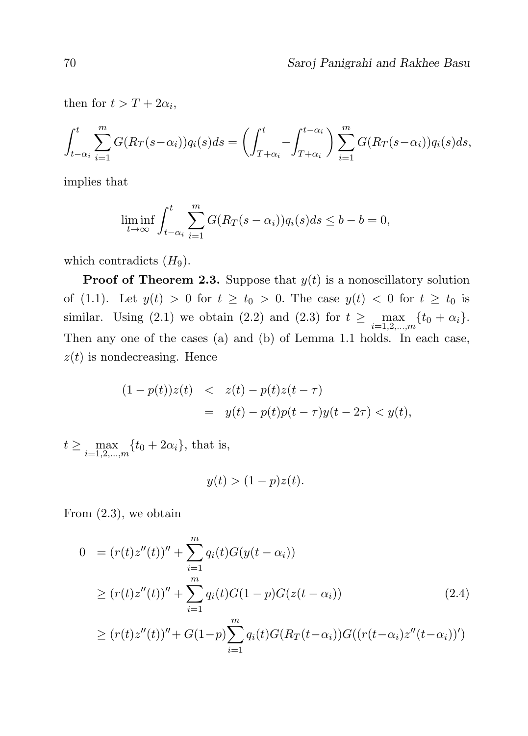then for $t > T + 2\alpha_i$,

$$\int_{t-\alpha_i}^{t} \sum_{i=1}^{m} G(R_T(s-\alpha_i))q_i(s)ds = \left(\int_{T+\alpha_i}^{t} - \int_{T+\alpha_i}^{t-\alpha_i}\right) \sum_{i=1}^{m} G(R_T(s-\alpha_i))q_i(s)ds,$$

implies that

$$\liminf_{t\to\infty} \int_{t-\alpha_i}^{t} \sum_{i=1}^{m} G(R_T(s-\alpha_i))q_i(s)ds \le b - b = 0,$$

which contradicts $(H_9)$.

**Proof of Theorem 2.3.** Suppose that $y(t)$ is a nonoscillatory solution of (1.1). Let $y(t) > 0$ for $t \ge t_0 > 0$. The case $y(t) < 0$ for $t \ge t_0$ is similar. Using (2.1) we obtain (2.2) and (2.3) for $t \ge \max_{i=1,2,\dots,m}\{t_0 + \alpha_i\}$. Then any one of the cases (a) and (b) of Lemma 1.1 holds. In each case, $z(t)$ is nondecreasing. Hence

$$\begin{aligned} (1-p(t))z(t) &< z(t) - p(t)z(t-\tau) \\ &= y(t) - p(t)p(t-\tau)y(t-2\tau) < y(t), \end{aligned}$$

$t \ge \max_{i=1,2,\dots,m}\{t_0 + 2\alpha_i\}$, that is,

$$y(t) > (1-p)z(t).$$

From (2.3), we obtain

$$\begin{aligned} 0 &= (r(t)z''(t))'' + \sum_{i=1}^{m} q_i(t)G(y(t-\alpha_i)) \\ &\ge (r(t)z''(t))'' + \sum_{i=1}^{m} q_i(t)G(1-p)G(z(t-\alpha_i)) \qquad (2.4) \\ &\ge (r(t)z''(t))'' + G(1-p)\sum_{i=1}^{m} q_i(t)G(R_T(t-\alpha_i))G((r(t-\alpha_i)z''(t-\alpha_i))') \end{aligned}$$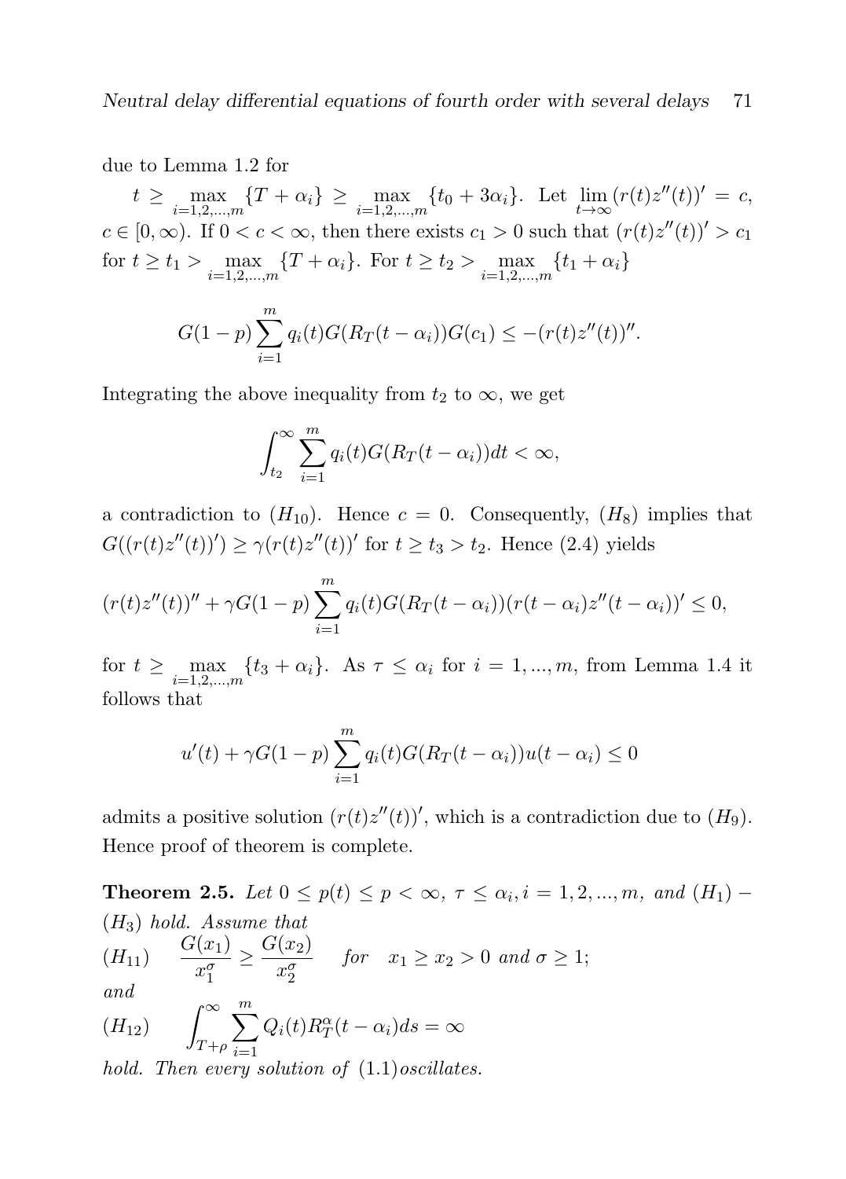due to Lemma 1.2 for

$t \geq \max_{i=1,2,\ldots,m}\{T+\alpha_i\} \geq \max_{i=1,2,\ldots,m}\{t_0+3\alpha_i\}$. Let $\lim_{t\to\infty}(r(t)z''(t))' = c$, $c \in [0,\infty)$. If $0 < c < \infty$, then there exists $c_1 > 0$ such that $(r(t)z''(t))' > c_1$ for $t \geq t_1 > \max_{i=1,2,\ldots,m}\{T+\alpha_i\}$. For $t \geq t_2 > \max_{i=1,2,\ldots,m}\{t_1+\alpha_i\}$

$$G(1-p)\sum_{i=1}^{m} q_i(t)G(R_T(t-\alpha_i))G(c_1) \leq -(r(t)z''(t))''.$$

Integrating the above inequality from $t_2$ to $\infty$, we get

$$\int_{t_2}^{\infty}\sum_{i=1}^{m} q_i(t)G(R_T(t-\alpha_i))dt < \infty,$$

a contradiction to $(H_{10})$. Hence $c = 0$. Consequently, $(H_8)$ implies that $G((r(t)z''(t))') \geq \gamma(r(t)z''(t))'$ for $t \geq t_3 > t_2$. Hence (2.4) yields

$$(r(t)z''(t))'' + \gamma G(1-p)\sum_{i=1}^{m} q_i(t)G(R_T(t-\alpha_i))(r(t-\alpha_i)z''(t-\alpha_i))' \leq 0,$$

for $t \geq \max_{i=1,2,\ldots,m}\{t_3+\alpha_i\}$. As $\tau \leq \alpha_i$ for $i = 1,\ldots,m$, from Lemma 1.4 it follows that

$$u'(t) + \gamma G(1-p)\sum_{i=1}^{m} q_i(t)G(R_T(t-\alpha_i))u(t-\alpha_i) \leq 0$$

admits a positive solution $(r(t)z''(t))'$, which is a contradiction due to $(H_9)$. Hence proof of theorem is complete.

**Theorem 2.5.** *Let $0 \leq p(t) \leq p < \infty$, $\tau \leq \alpha_i, i = 1,2,\ldots,m$, and $(H_1)-(H_3)$ hold. Assume that*

$(H_{11})$ $\quad \dfrac{G(x_1)}{x_1^\sigma} \geq \dfrac{G(x_2)}{x_2^\sigma} \quad$ *for* $\quad x_1 \geq x_2 > 0$ *and* $\sigma \geq 1$;

*and*

$(H_{12})$ $\quad \displaystyle\int_{T+\rho}^{\infty}\sum_{i=1}^{m} Q_i(t)R_T^{\alpha}(t-\alpha_i)ds = \infty$

*hold. Then every solution of* (1.1)*oscillates.*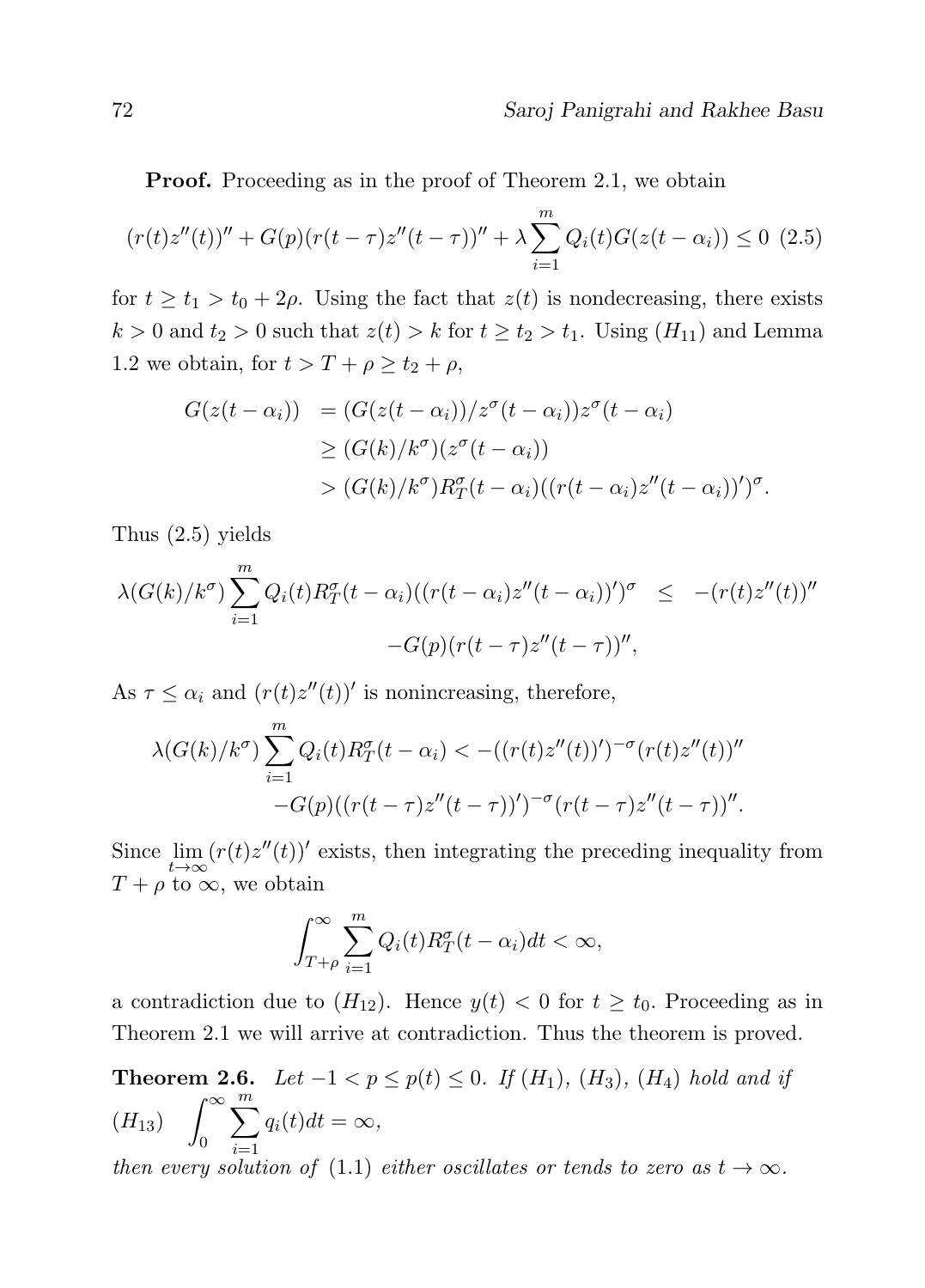**Proof.** Proceeding as in the proof of Theorem 2.1, we obtain

$$(r(t)z''(t))'' + G(p)(r(t-\tau)z''(t-\tau))'' + \lambda\sum_{i=1}^{m} Q_i(t)G(z(t-\alpha_i)) \leq 0 \quad (2.5)$$

for $t \geq t_1 > t_0 + 2\rho$. Using the fact that $z(t)$ is nondecreasing, there exists $k > 0$ and $t_2 > 0$ such that $z(t) > k$ for $t \geq t_2 > t_1$. Using $(H_{11})$ and Lemma 1.2 we obtain, for $t > T + \rho \geq t_2 + \rho$,

$$\begin{aligned} G(z(t-\alpha_i)) &= (G(z(t-\alpha_i))/z^{\sigma}(t-\alpha_i))z^{\sigma}(t-\alpha_i) \\ &\geq (G(k)/k^{\sigma})(z^{\sigma}(t-\alpha_i)) \\ &> (G(k)/k^{\sigma})R_T^{\sigma}(t-\alpha_i)((r(t-\alpha_i)z''(t-\alpha_i))')^{\sigma}. \end{aligned}$$

Thus (2.5) yields

$$\begin{aligned} \lambda(G(k)/k^{\sigma})\sum_{i=1}^{m} Q_i(t)R_T^{\sigma}(t-\alpha_i)((r(t-\alpha_i)z''(t-\alpha_i))')^{\sigma} \quad &\leq \quad -(r(t)z''(t))'' \\ &\quad -G(p)(r(t-\tau)z''(t-\tau))'', \end{aligned}$$

As $\tau \leq \alpha_i$ and $(r(t)z''(t))'$ is nonincreasing, therefore,

$$\begin{aligned} \lambda(G(k)/k^{\sigma})\sum_{i=1}^{m} Q_i(t)R_T^{\sigma}(t-\alpha_i) &< -((r(t)z''(t))')^{-\sigma}(r(t)z''(t))'' \\ &\quad -G(p)((r(t-\tau)z''(t-\tau))')^{-\sigma}(r(t-\tau)z''(t-\tau))''. \end{aligned}$$

Since $\lim_{t\to\infty}(r(t)z''(t))'$ exists, then integrating the preceding inequality from $T + \rho$ to $\infty$, we obtain

$$\int_{T+\rho}^{\infty}\sum_{i=1}^{m} Q_i(t)R_T^{\sigma}(t-\alpha_i)dt < \infty,$$

a contradiction due to $(H_{12})$. Hence $y(t) < 0$ for $t \geq t_0$. Proceeding as in Theorem 2.1 we will arrive at contradiction. Thus the theorem is proved.

**Theorem 2.6.** *Let $-1 < p \leq p(t) \leq 0$. If $(H_1)$, $(H_3)$, $(H_4)$ hold and if*

$(H_{13})$ $\quad \displaystyle\int_0^{\infty}\sum_{i=1}^{m} q_i(t)dt = \infty,$

*then every solution of* (1.1) *either oscillates or tends to zero as $t \to \infty$.*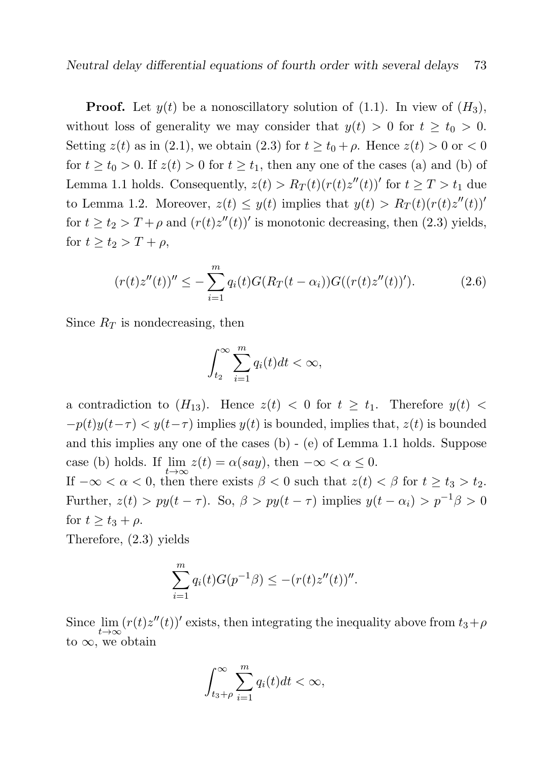**Proof.** Let $y(t)$ be a nonoscillatory solution of (1.1). In view of $(H_3)$, without loss of generality we may consider that $y(t) > 0$ for $t \geq t_0 > 0$. Setting $z(t)$ as in (2.1), we obtain (2.3) for $t \geq t_0 + \rho$. Hence $z(t) > 0$ or $< 0$ for $t \geq t_0 > 0$. If $z(t) > 0$ for $t \geq t_1$, then any one of the cases (a) and (b) of Lemma 1.1 holds. Consequently, $z(t) > R_T(t)(r(t)z''(t))'$ for $t \geq T > t_1$ due to Lemma 1.2. Moreover, $z(t) \leq y(t)$ implies that $y(t) > R_T(t)(r(t)z''(t))'$ for $t \geq t_2 > T + \rho$ and $(r(t)z''(t))'$ is monotonic decreasing, then (2.3) yields, for $t \geq t_2 > T + \rho$,

$$(r(t)z''(t))'' \leq -\sum_{i=1}^{m} q_i(t)G(R_T(t-\alpha_i))G((r(t)z''(t))'). \tag{2.6}$$

Since $R_T$ is nondecreasing, then

$$\int_{t_2}^{\infty} \sum_{i=1}^{m} q_i(t)dt < \infty,$$

a contradiction to $(H_{13})$. Hence $z(t) < 0$ for $t \geq t_1$. Therefore $y(t) < -p(t)y(t-\tau) < y(t-\tau)$ implies $y(t)$ is bounded, implies that, $z(t)$ is bounded and this implies any one of the cases (b) - (e) of Lemma 1.1 holds. Suppose case (b) holds. If $\lim_{t\to\infty} z(t) = \alpha(say)$, then $-\infty < \alpha \leq 0$.
If $-\infty < \alpha < 0$, then there exists $\beta < 0$ such that $z(t) < \beta$ for $t \geq t_3 > t_2$. Further, $z(t) > py(t-\tau)$. So, $\beta > py(t-\tau)$ implies $y(t-\alpha_i) > p^{-1}\beta > 0$ for $t \geq t_3 + \rho$.
Therefore, (2.3) yields

$$\sum_{i=1}^{m} q_i(t)G(p^{-1}\beta) \leq -(r(t)z''(t))''.$$

Since $\lim_{t\to\infty}(r(t)z''(t))'$ exists, then integrating the inequality above from $t_3+\rho$ to $\infty$, we obtain

$$\int_{t_3+\rho}^{\infty} \sum_{i=1}^{m} q_i(t)dt < \infty,$$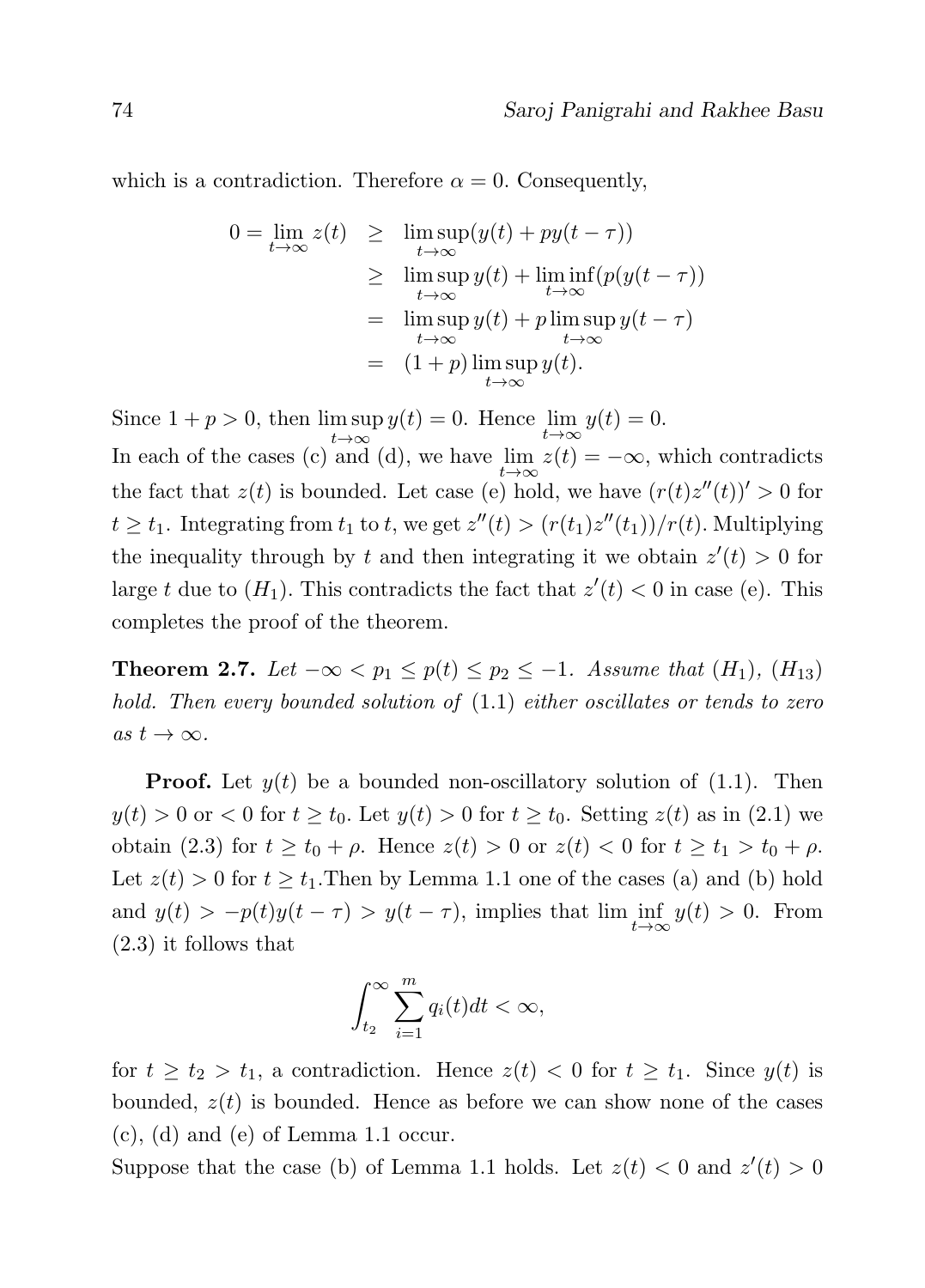which is a contradiction. Therefore $\alpha = 0$. Consequently,

$$
\begin{aligned}
0 = \lim_{t\to\infty} z(t) &\geq \limsup_{t\to\infty}(y(t) + py(t-\tau)) \\
&\geq \limsup_{t\to\infty} y(t) + \liminf_{t\to\infty}(p(y(t-\tau)) \\
&= \limsup_{t\to\infty} y(t) + p \limsup_{t\to\infty} y(t-\tau) \\
&= (1+p)\limsup_{t\to\infty} y(t).
\end{aligned}
$$

Since $1 + p > 0$, then $\limsup_{t\to\infty} y(t) = 0$. Hence $\lim_{t\to\infty} y(t) = 0$.
In each of the cases (c) and (d), we have $\lim_{t\to\infty} z(t) = -\infty$, which contradicts the fact that $z(t)$ is bounded. Let case (e) hold, we have $(r(t)z''(t))' > 0$ for $t \geq t_1$. Integrating from $t_1$ to $t$, we get $z''(t) > (r(t_1)z''(t_1))/r(t)$. Multiplying the inequality through by $t$ and then integrating it we obtain $z'(t) > 0$ for large $t$ due to $(H_1)$. This contradicts the fact that $z'(t) < 0$ in case (e). This completes the proof of the theorem.

**Theorem 2.7.** *Let $-\infty < p_1 \leq p(t) \leq p_2 \leq -1$. Assume that $(H_1)$, $(H_{13})$ hold. Then every bounded solution of* (1.1) *either oscillates or tends to zero as $t \to \infty$.*

**Proof.** Let $y(t)$ be a bounded non-oscillatory solution of (1.1). Then $y(t) > 0$ or $< 0$ for $t \geq t_0$. Let $y(t) > 0$ for $t \geq t_0$. Setting $z(t)$ as in (2.1) we obtain (2.3) for $t \geq t_0 + \rho$. Hence $z(t) > 0$ or $z(t) < 0$ for $t \geq t_1 > t_0 + \rho$. Let $z(t) > 0$ for $t \geq t_1$.Then by Lemma 1.1 one of the cases (a) and (b) hold and $y(t) > -p(t)y(t-\tau) > y(t-\tau)$, implies that $\lim\inf_{t\to\infty} y(t) > 0$. From (2.3) it follows that

$$
\int_{t_2}^{\infty} \sum_{i=1}^{m} q_i(t)dt < \infty,
$$

for $t \geq t_2 > t_1$, a contradiction. Hence $z(t) < 0$ for $t \geq t_1$. Since $y(t)$ is bounded, $z(t)$ is bounded. Hence as before we can show none of the cases (c), (d) and (e) of Lemma 1.1 occur.
Suppose that the case (b) of Lemma 1.1 holds. Let $z(t) < 0$ and $z'(t) > 0$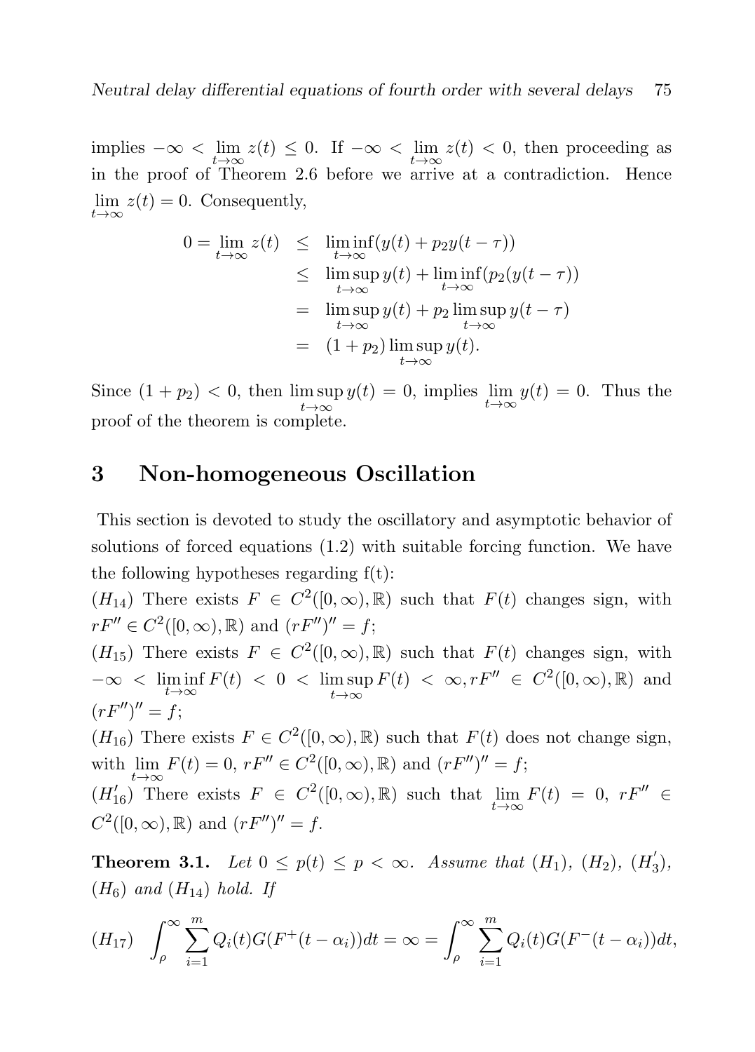implies $-\infty < \lim_{t\to\infty} z(t) \leq 0$. If $-\infty < \lim_{t\to\infty} z(t) < 0$, then proceeding as in the proof of Theorem 2.6 before we arrive at a contradiction. Hence $\lim_{t\to\infty} z(t) = 0$. Consequently,

$$
\begin{aligned}
0 = \lim_{t\to\infty} z(t) &\leq \liminf_{t\to\infty}(y(t) + p_2 y(t-\tau)) \\
&\leq \limsup_{t\to\infty} y(t) + \liminf_{t\to\infty}(p_2(y(t-\tau)) \\
&= \limsup_{t\to\infty} y(t) + p_2 \limsup_{t\to\infty} y(t-\tau) \\
&= (1+p_2)\limsup_{t\to\infty} y(t).
\end{aligned}
$$

Since $(1+p_2) < 0$, then $\limsup_{t\to\infty} y(t) = 0$, implies $\lim_{t\to\infty} y(t) = 0$. Thus the proof of the theorem is complete.

## 3 Non-homogeneous Oscillation

This section is devoted to study the oscillatory and asymptotic behavior of solutions of forced equations (1.2) with suitable forcing function. We have the following hypotheses regarding f(t):

$(H_{14})$ There exists $F \in C^2([0,\infty),\mathbb{R})$ such that $F(t)$ changes sign, with $rF'' \in C^2([0,\infty),\mathbb{R})$ and $(rF'')'' = f$;

$(H_{15})$ There exists $F \in C^2([0,\infty),\mathbb{R})$ such that $F(t)$ changes sign, with $-\infty < \liminf_{t\to\infty} F(t) < 0 < \limsup_{t\to\infty} F(t) < \infty, rF'' \in C^2([0,\infty),\mathbb{R})$ and $(rF'')'' = f$;

$(H_{16})$ There exists $F \in C^2([0,\infty),\mathbb{R})$ such that $F(t)$ does not change sign, with $\lim_{t\to\infty} F(t) = 0$, $rF'' \in C^2([0,\infty),\mathbb{R})$ and $(rF'')'' = f$;

$(H_{16}')$ There exists $F \in C^2([0,\infty),\mathbb{R})$ such that $\lim_{t\to\infty} F(t) = 0$, $rF'' \in C^2([0,\infty),\mathbb{R})$ and $(rF'')'' = f$.

**Theorem 3.1.** *Let $0 \leq p(t) \leq p < \infty$. Assume that $(H_1)$, $(H_2)$, $(H_3')$, $(H_6)$ and $(H_{14})$ hold. If*

$$
(H_{17}) \quad \int_\rho^\infty \sum_{i=1}^m Q_i(t) G(F^+(t-\alpha_i))dt = \infty = \int_\rho^\infty \sum_{i=1}^m Q_i(t) G(F^-(t-\alpha_i))dt,
$$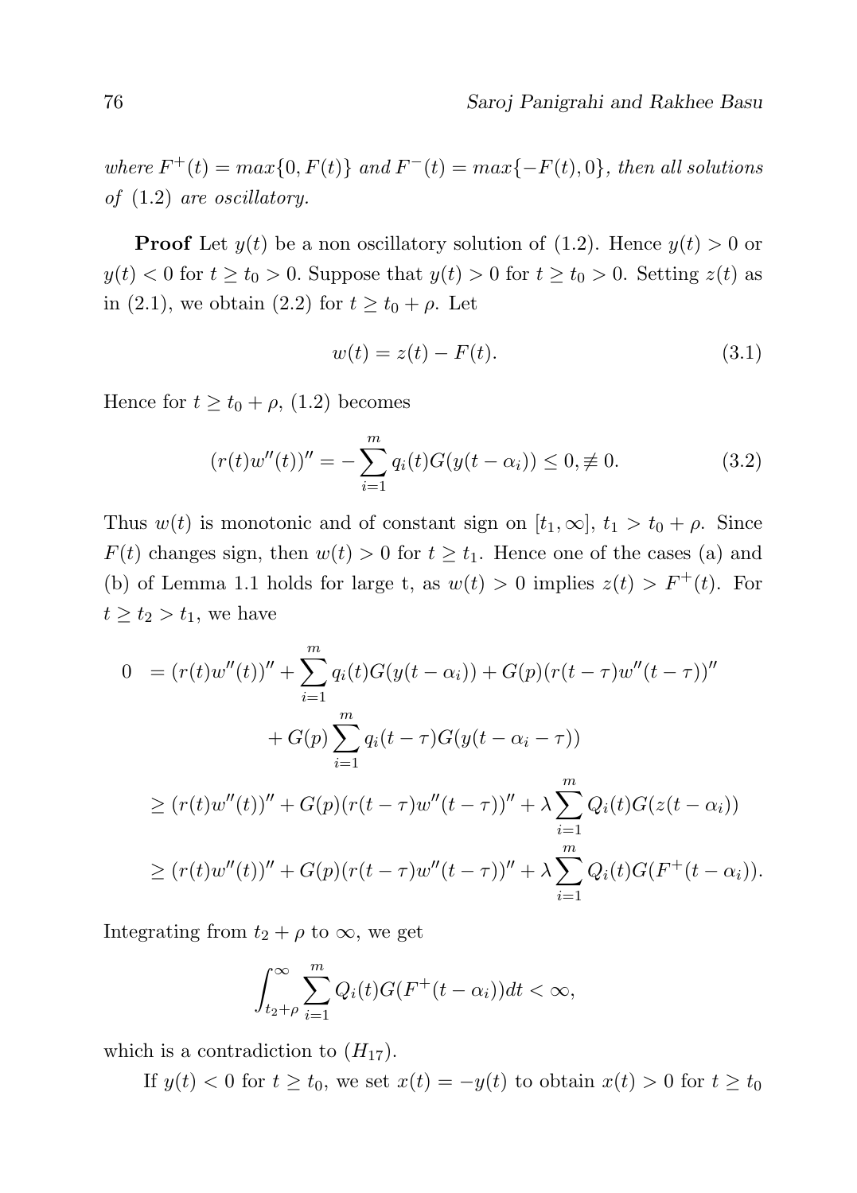*where $F^+(t) = max\{0, F(t)\}$ and $F^-(t) = max\{-F(t), 0\}$, then all solutions of (1.2) are oscillatory.*

**Proof** Let $y(t)$ be a non oscillatory solution of (1.2). Hence $y(t) > 0$ or $y(t) < 0$ for $t \geq t_0 > 0$. Suppose that $y(t) > 0$ for $t \geq t_0 > 0$. Setting $z(t)$ as in (2.1), we obtain (2.2) for $t \geq t_0 + \rho$. Let

$$w(t) = z(t) - F(t). \tag{3.1}$$

Hence for $t \geq t_0 + \rho$, (1.2) becomes

$$(r(t)w''(t))'' = -\sum_{i=1}^{m} q_i(t)G(y(t-\alpha_i)) \leq 0, \not\equiv 0. \tag{3.2}$$

Thus $w(t)$ is monotonic and of constant sign on $[t_1, \infty]$, $t_1 > t_0 + \rho$. Since $F(t)$ changes sign, then $w(t) > 0$ for $t \geq t_1$. Hence one of the cases (a) and (b) of Lemma 1.1 holds for large t, as $w(t) > 0$ implies $z(t) > F^+(t)$. For $t \geq t_2 > t_1$, we have

$$\begin{aligned}
0 &= (r(t)w''(t))'' + \sum_{i=1}^{m} q_i(t)G(y(t-\alpha_i)) + G(p)(r(t-\tau)w''(t-\tau))'' \\
&\quad + G(p)\sum_{i=1}^{m} q_i(t-\tau)G(y(t-\alpha_i-\tau)) \\
&\geq (r(t)w''(t))'' + G(p)(r(t-\tau)w''(t-\tau))'' + \lambda\sum_{i=1}^{m} Q_i(t)G(z(t-\alpha_i)) \\
&\geq (r(t)w''(t))'' + G(p)(r(t-\tau)w''(t-\tau))'' + \lambda\sum_{i=1}^{m} Q_i(t)G(F^+(t-\alpha_i)).
\end{aligned}$$

Integrating from $t_2 + \rho$ to $\infty$, we get

$$\int_{t_2+\rho}^{\infty} \sum_{i=1}^{m} Q_i(t)G(F^+(t-\alpha_i))dt < \infty,$$

which is a contradiction to $(H_{17})$.

If $y(t) < 0$ for $t \geq t_0$, we set $x(t) = -y(t)$ to obtain $x(t) > 0$ for $t \geq t_0$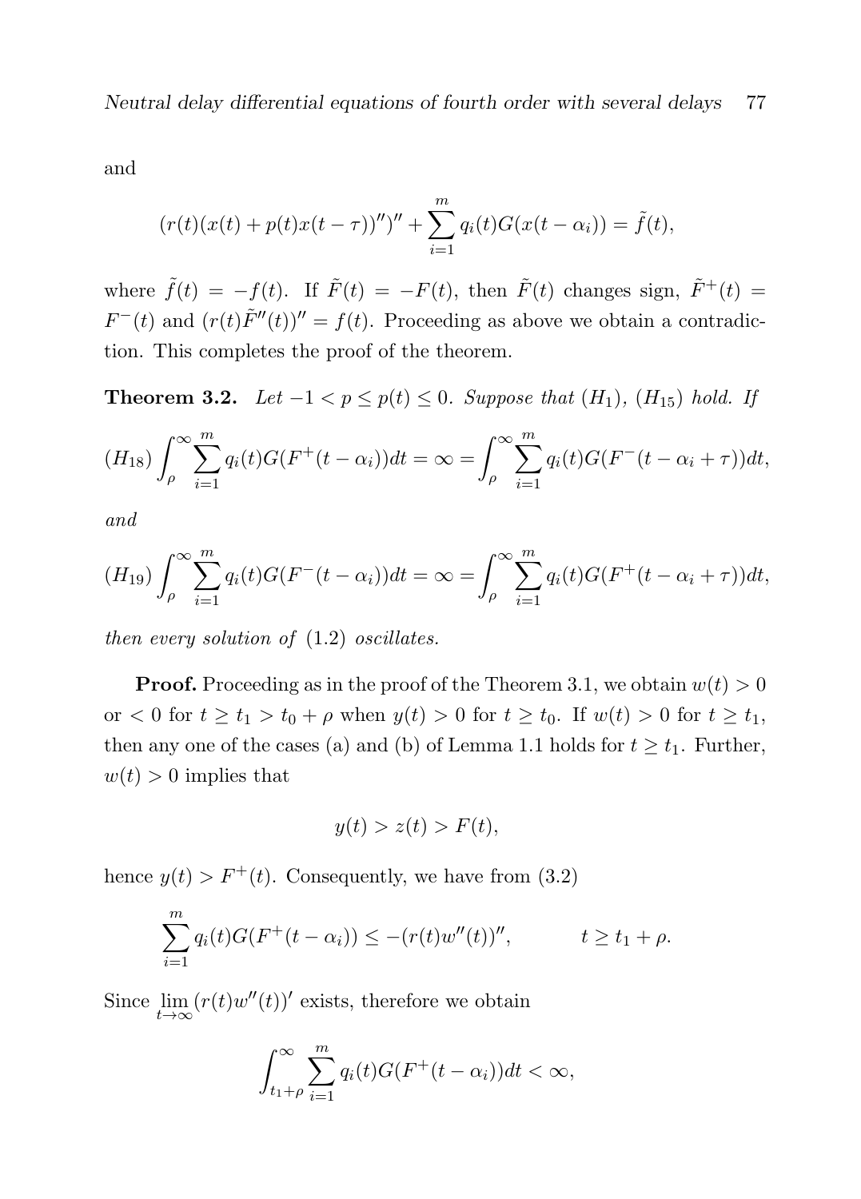and

$$(r(t)(x(t) + p(t)x(t-\tau))'')'' + \sum_{i=1}^{m} q_i(t)G(x(t-\alpha_i)) = \tilde{f}(t),$$

where $\tilde{f}(t) = -f(t)$. If $\tilde{F}(t) = -F(t)$, then $\tilde{F}(t)$ changes sign, $\tilde{F}^+(t) = F^-(t)$ and $(r(t)\tilde{F}''(t))'' = f(t)$. Proceeding as above we obtain a contradiction. This completes the proof of the theorem.

**Theorem 3.2.** *Let $-1 < p \le p(t) \le 0$. Suppose that $(H_1)$, $(H_{15})$ hold. If*

$$(H_{18}) \int_{\rho}^{\infty} \sum_{i=1}^{m} q_i(t)G(F^+(t-\alpha_i))dt = \infty = \int_{\rho}^{\infty} \sum_{i=1}^{m} q_i(t)G(F^-(t-\alpha_i+\tau))dt,$$

*and*

$$(H_{19}) \int_{\rho}^{\infty} \sum_{i=1}^{m} q_i(t)G(F^-(t-\alpha_i))dt = \infty = \int_{\rho}^{\infty} \sum_{i=1}^{m} q_i(t)G(F^+(t-\alpha_i+\tau))dt,$$

*then every solution of* (1.2) *oscillates.*

**Proof.** Proceeding as in the proof of the Theorem 3.1, we obtain $w(t) > 0$ or $< 0$ for $t \ge t_1 > t_0 + \rho$ when $y(t) > 0$ for $t \ge t_0$. If $w(t) > 0$ for $t \ge t_1$, then any one of the cases (a) and (b) of Lemma 1.1 holds for $t \ge t_1$. Further, $w(t) > 0$ implies that

$$y(t) > z(t) > F(t),$$

hence $y(t) > F^+(t)$. Consequently, we have from (3.2)

$$\sum_{i=1}^{m} q_i(t)G(F^+(t-\alpha_i)) \le -(r(t)w''(t))'', \qquad t \ge t_1 + \rho.$$

Since $\lim_{t\to\infty}(r(t)w''(t))'$ exists, therefore we obtain

$$\int_{t_1+\rho}^{\infty} \sum_{i=1}^{m} q_i(t)G(F^+(t-\alpha_i))dt < \infty,$$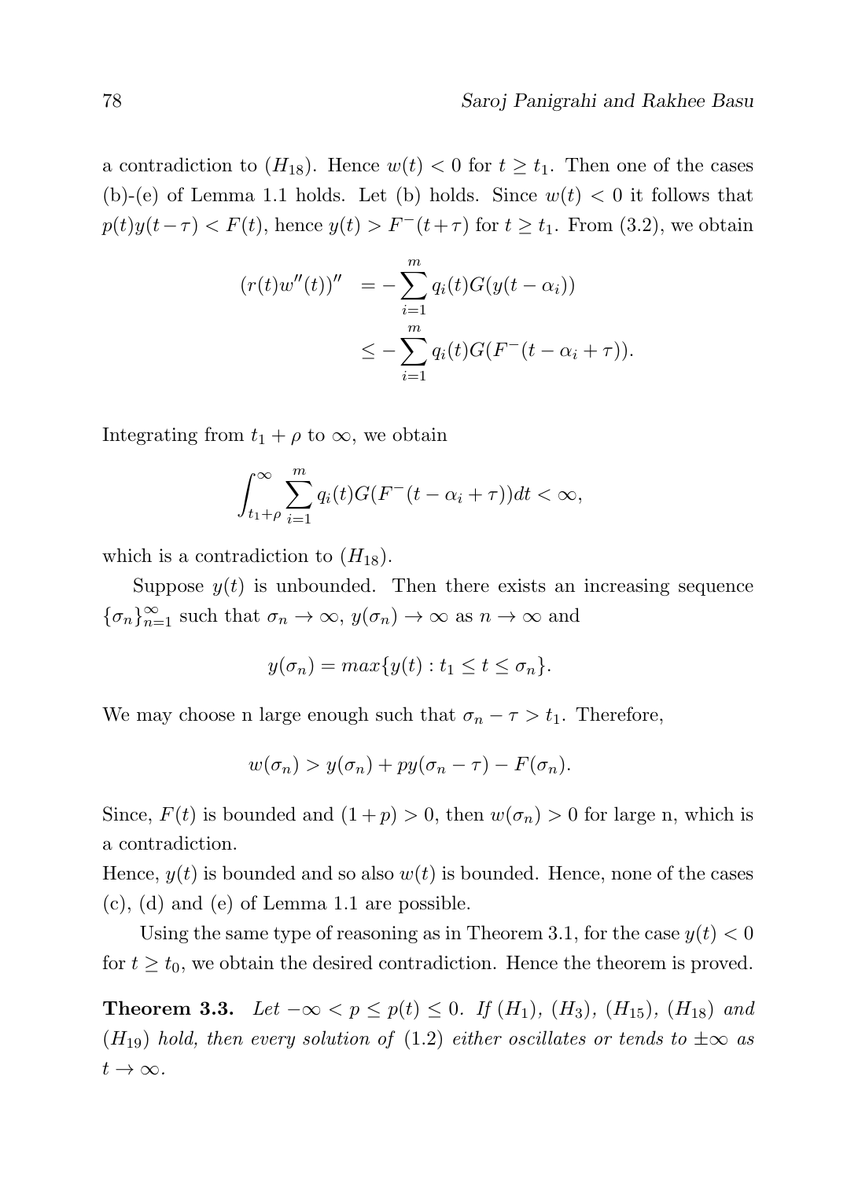a contradiction to $(H_{18})$. Hence $w(t) < 0$ for $t \geq t_1$. Then one of the cases (b)-(e) of Lemma 1.1 holds. Let (b) holds. Since $w(t) < 0$ it follows that $p(t)y(t-\tau) < F(t)$, hence $y(t) > F^{-}(t+\tau)$ for $t \geq t_1$. From (3.2), we obtain

$$
\begin{aligned}
(r(t)w''(t))'' &= -\sum_{i=1}^{m} q_i(t)G(y(t-\alpha_i)) \\
&\leq -\sum_{i=1}^{m} q_i(t)G(F^{-}(t-\alpha_i+\tau)).
\end{aligned}
$$

Integrating from $t_1+\rho$ to $\infty$, we obtain

$$
\int_{t_1+\rho}^{\infty} \sum_{i=1}^{m} q_i(t)G(F^{-}(t-\alpha_i+\tau))dt < \infty,
$$

which is a contradiction to $(H_{18})$.

Suppose $y(t)$ is unbounded. Then there exists an increasing sequence $\{\sigma_n\}_{n=1}^{\infty}$ such that $\sigma_n \to \infty$, $y(\sigma_n) \to \infty$ as $n \to \infty$ and

$$
y(\sigma_n) = max\{y(t) : t_1 \leq t \leq \sigma_n\}.
$$

We may choose n large enough such that $\sigma_n - \tau > t_1$. Therefore,

$$
w(\sigma_n) > y(\sigma_n) + py(\sigma_n - \tau) - F(\sigma_n).
$$

Since, $F(t)$ is bounded and $(1+p) > 0$, then $w(\sigma_n) > 0$ for large n, which is a contradiction.
Hence, $y(t)$ is bounded and so also $w(t)$ is bounded. Hence, none of the cases (c), (d) and (e) of Lemma 1.1 are possible.

Using the same type of reasoning as in Theorem 3.1, for the case $y(t) < 0$ for $t \geq t_0$, we obtain the desired contradiction. Hence the theorem is proved.

**Theorem 3.3.** *Let $-\infty < p \leq p(t) \leq 0$. If $(H_1)$, $(H_3)$, $(H_{15})$, $(H_{18})$ and $(H_{19})$ hold, then every solution of* (1.2) *either oscillates or tends to $\pm\infty$ as $t \to \infty$.*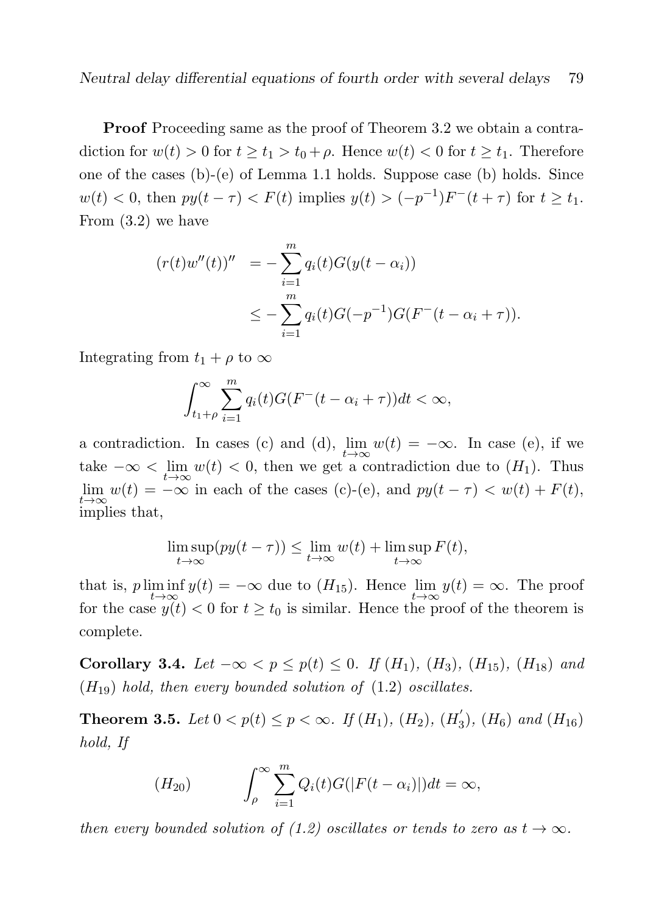**Proof** Proceeding same as the proof of Theorem 3.2 we obtain a contradiction for $w(t) > 0$ for $t \geq t_1 > t_0 + \rho$. Hence $w(t) < 0$ for $t \geq t_1$. Therefore one of the cases (b)-(e) of Lemma 1.1 holds. Suppose case (b) holds. Since $w(t) < 0$, then $py(t-\tau) < F(t)$ implies $y(t) > (-p^{-1})F^{-}(t+\tau)$ for $t \geq t_1$. From (3.2) we have

$$
\begin{aligned}
(r(t)w''(t))'' &= -\sum_{i=1}^{m} q_i(t)G(y(t-\alpha_i)) \\
&\leq -\sum_{i=1}^{m} q_i(t)G(-p^{-1})G(F^{-}(t-\alpha_i+\tau)).
\end{aligned}
$$

Integrating from $t_1 + \rho$ to $\infty$

$$
\int_{t_1+\rho}^{\infty} \sum_{i=1}^{m} q_i(t)G(F^{-}(t-\alpha_i+\tau))dt < \infty,
$$

a contradiction. In cases (c) and (d), $\lim_{t\to\infty} w(t) = -\infty$. In case (e), if we take $-\infty < \lim_{t\to\infty} w(t) < 0$, then we get a contradiction due to $(H_1)$. Thus $\lim_{t\to\infty} w(t) = -\infty$ in each of the cases (c)-(e), and $py(t-\tau) < w(t) + F(t)$, implies that,

$$
\limsup_{t\to\infty}(py(t-\tau)) \leq \lim_{t\to\infty} w(t) + \limsup_{t\to\infty} F(t),
$$

that is, $p \liminf_{t\to\infty} y(t) = -\infty$ due to $(H_{15})$. Hence $\lim_{t\to\infty} y(t) = \infty$. The proof for the case $y(t) < 0$ for $t \geq t_0$ is similar. Hence the proof of the theorem is complete.

**Corollary 3.4.** *Let $-\infty < p \leq p(t) \leq 0$. If $(H_1)$, $(H_3)$, $(H_{15})$, $(H_{18})$ and $(H_{19})$ hold, then every bounded solution of (1.2) oscillates.*

**Theorem 3.5.** *Let $0 < p(t) \leq p < \infty$. If $(H_1)$, $(H_2)$, $(H_3^{'})$, $(H_6)$ and $(H_{16})$ hold, If*

$$
(H_{20}) \qquad \int_{\rho}^{\infty} \sum_{i=1}^{m} Q_i(t)G(|F(t-\alpha_i)|)dt = \infty,
$$

*then every bounded solution of (1.2) oscillates or tends to zero as $t \to \infty$.*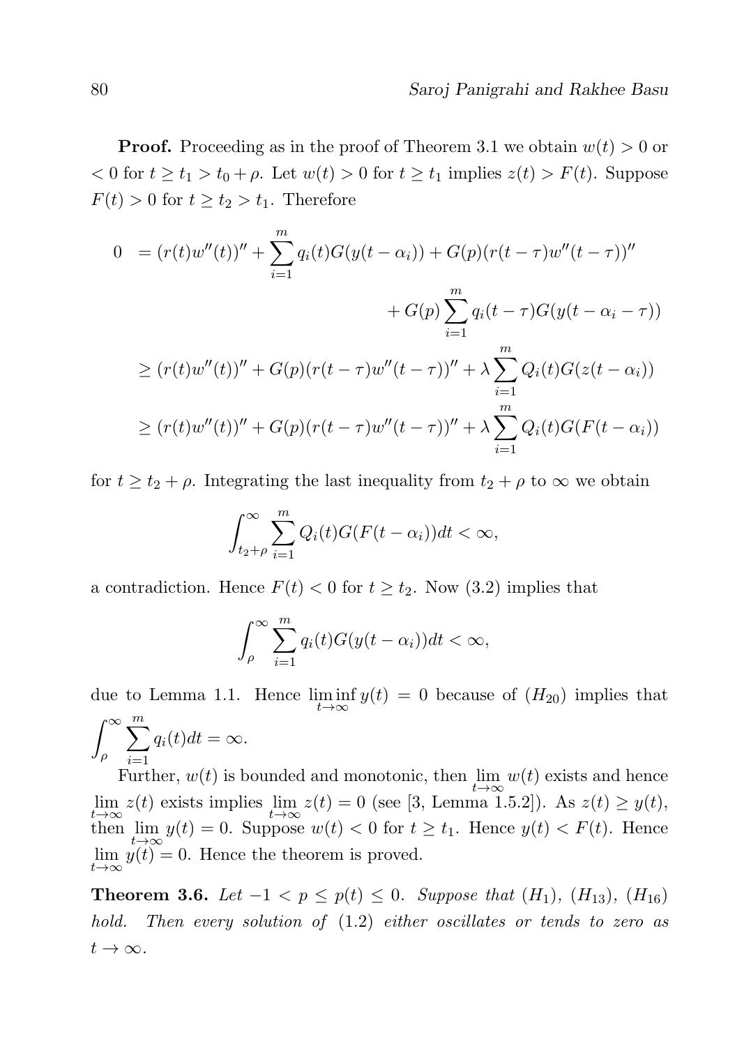**Proof.** Proceeding as in the proof of Theorem 3.1 we obtain $w(t) > 0$ or $< 0$ for $t \geq t_1 > t_0 + \rho$. Let $w(t) > 0$ for $t \geq t_1$ implies $z(t) > F(t)$. Suppose $F(t) > 0$ for $t \geq t_2 > t_1$. Therefore

$$
\begin{aligned}
0 &= (r(t)w''(t))'' + \sum_{i=1}^{m} q_i(t)G(y(t-\alpha_i)) + G(p)(r(t-\tau)w''(t-\tau))'' \\
&\qquad\qquad + G(p)\sum_{i=1}^{m} q_i(t-\tau)G(y(t-\alpha_i-\tau)) \\
&\geq (r(t)w''(t))'' + G(p)(r(t-\tau)w''(t-\tau))'' + \lambda \sum_{i=1}^{m} Q_i(t)G(z(t-\alpha_i)) \\
&\geq (r(t)w''(t))'' + G(p)(r(t-\tau)w''(t-\tau))'' + \lambda \sum_{i=1}^{m} Q_i(t)G(F(t-\alpha_i))
\end{aligned}
$$

for $t \geq t_2 + \rho$. Integrating the last inequality from $t_2 + \rho$ to $\infty$ we obtain

$$
\int_{t_2+\rho}^{\infty} \sum_{i=1}^{m} Q_i(t)G(F(t-\alpha_i))dt < \infty,
$$

a contradiction. Hence $F(t) < 0$ for $t \geq t_2$. Now (3.2) implies that

$$
\int_{\rho}^{\infty} \sum_{i=1}^{m} q_i(t)G(y(t-\alpha_i))dt < \infty,
$$

due to Lemma 1.1. Hence $\liminf_{t\to\infty} y(t) = 0$ because of $(H_{20})$ implies that $\int_{\rho}^{\infty} \sum_{i=1}^{m} q_i(t)dt = \infty$.

Further, $w(t)$ is bounded and monotonic, then $\lim_{t\to\infty} w(t)$ exists and hence $\lim_{t\to\infty} z(t)$ exists implies $\lim_{t\to\infty} z(t) = 0$ (see [3, Lemma 1.5.2]). As $z(t) \geq y(t)$, then $\lim_{t\to\infty} y(t) = 0$. Suppose $w(t) < 0$ for $t \geq t_1$. Hence $y(t) < F(t)$. Hence $\lim_{t\to\infty} y(t) = 0$. Hence the theorem is proved.

**Theorem 3.6.** *Let $-1 < p \leq p(t) \leq 0$. Suppose that $(H_1)$, $(H_{13})$, $(H_{16})$ hold. Then every solution of* (1.2) *either oscillates or tends to zero as $t \to \infty$.*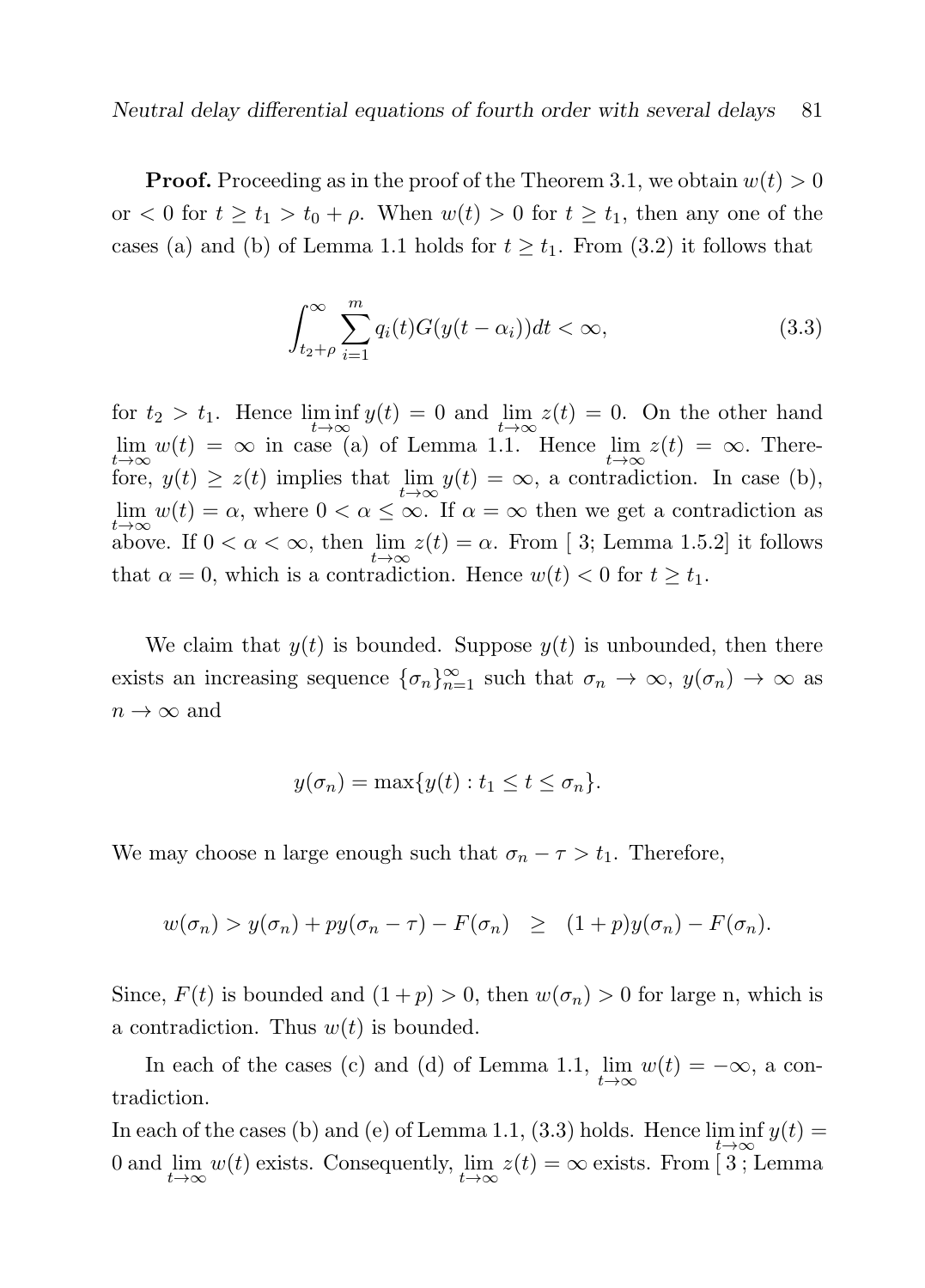**Proof.** Proceeding as in the proof of the Theorem 3.1, we obtain $w(t) > 0$ or $< 0$ for $t \geq t_1 > t_0 + \rho$. When $w(t) > 0$ for $t \geq t_1$, then any one of the cases (a) and (b) of Lemma 1.1 holds for $t \geq t_1$. From (3.2) it follows that

$$\int_{t_2+\rho}^{\infty} \sum_{i=1}^{m} q_i(t) G(y(t-\alpha_i)) dt < \infty, \tag{3.3}$$

for $t_2 > t_1$. Hence $\liminf_{t\to\infty} y(t) = 0$ and $\lim_{t\to\infty} z(t) = 0$. On the other hand $\lim_{t\to\infty} w(t) = \infty$ in case (a) of Lemma 1.1. Hence $\lim_{t\to\infty} z(t) = \infty$. Therefore, $y(t) \geq z(t)$ implies that $\lim_{t\to\infty} y(t) = \infty$, a contradiction. In case (b), $\lim_{t\to\infty} w(t) = \alpha$, where $0 < \alpha \leq \infty$. If $\alpha = \infty$ then we get a contradiction as above. If $0 < \alpha < \infty$, then $\lim_{t\to\infty} z(t) = \alpha$. From [ 3; Lemma 1.5.2] it follows that $\alpha = 0$, which is a contradiction. Hence $w(t) < 0$ for $t \geq t_1$.

We claim that $y(t)$ is bounded. Suppose $y(t)$ is unbounded, then there exists an increasing sequence $\{\sigma_n\}_{n=1}^{\infty}$ such that $\sigma_n \to \infty$, $y(\sigma_n) \to \infty$ as $n \to \infty$ and

$$y(\sigma_n) = \max\{y(t) : t_1 \leq t \leq \sigma_n\}.$$

We may choose n large enough such that $\sigma_n - \tau > t_1$. Therefore,

$$w(\sigma_n) > y(\sigma_n) + py(\sigma_n - \tau) - F(\sigma_n) \quad \geq \quad (1+p)y(\sigma_n) - F(\sigma_n).$$

Since, $F(t)$ is bounded and $(1+p) > 0$, then $w(\sigma_n) > 0$ for large n, which is a contradiction. Thus $w(t)$ is bounded.

In each of the cases (c) and (d) of Lemma 1.1, $\lim_{t\to\infty} w(t) = -\infty$, a contradiction.

In each of the cases (b) and (e) of Lemma 1.1, (3.3) holds. Hence $\liminf_{t\to\infty} y(t) = 0$ and $\lim_{t\to\infty} w(t)$ exists. Consequently, $\lim_{t\to\infty} z(t) = \infty$ exists. From [ 3 ; Lemma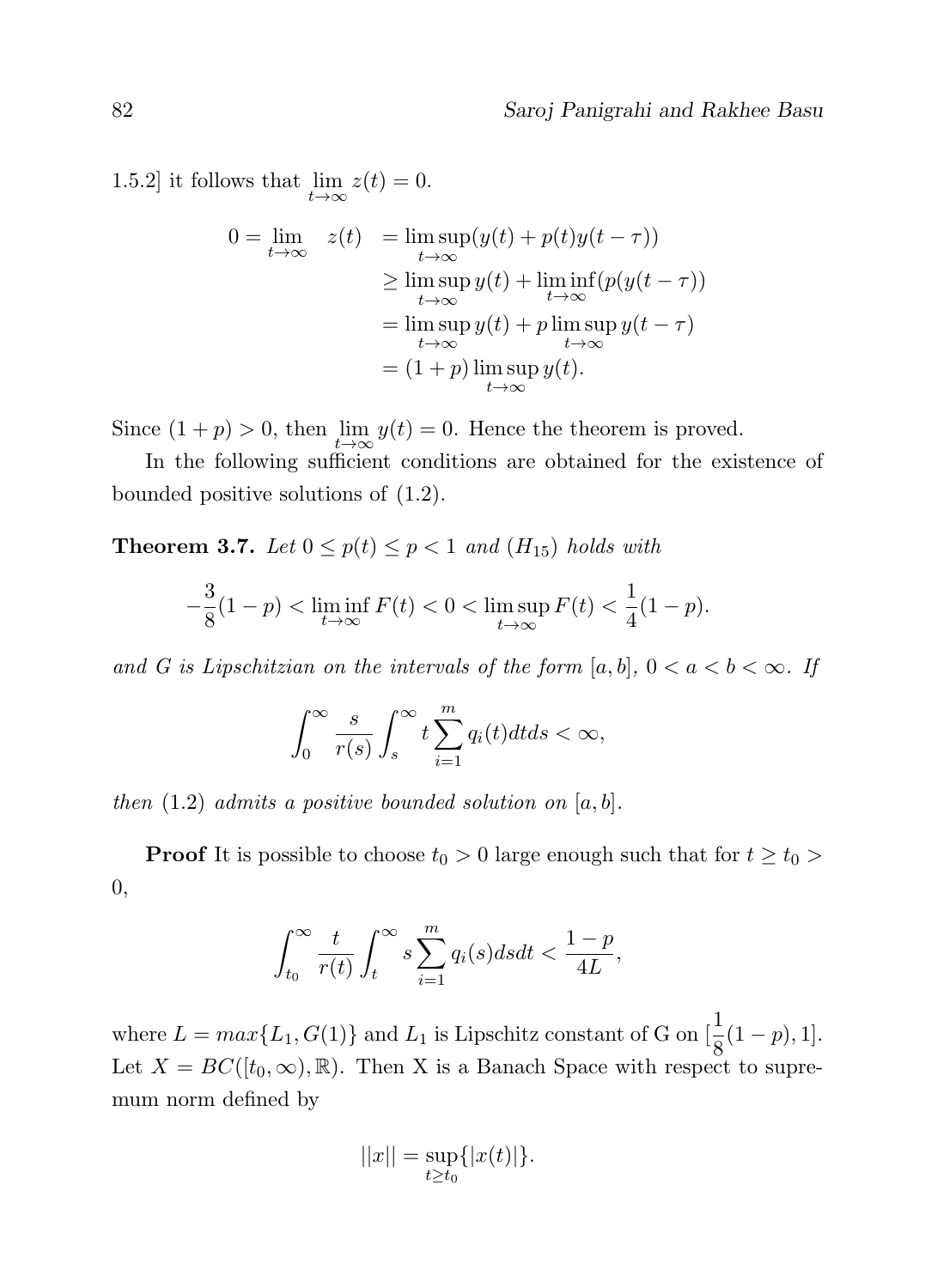1.5.2] it follows that $\lim_{t\to\infty} z(t) = 0$.

$$
\begin{aligned}
0 = \lim_{t\to\infty} \quad z(t) &= \limsup_{t\to\infty}(y(t) + p(t)y(t-\tau)) \\
&\geq \limsup_{t\to\infty} y(t) + \liminf_{t\to\infty}(p(y(t-\tau)) \\
&= \limsup_{t\to\infty} y(t) + p\limsup_{t\to\infty} y(t-\tau) \\
&= (1+p)\limsup_{t\to\infty} y(t).
\end{aligned}
$$

Since $(1+p) > 0$, then $\lim_{t\to\infty} y(t) = 0$. Hence the theorem is proved.

In the following sufficient conditions are obtained for the existence of bounded positive solutions of (1.2).

**Theorem 3.7.** *Let $0 \leq p(t) \leq p < 1$ and $(H_{15})$ holds with*

$$
-\frac{3}{8}(1-p) < \liminf_{t\to\infty} F(t) < 0 < \limsup_{t\to\infty} F(t) < \frac{1}{4}(1-p).
$$

*and $G$ is Lipschitzian on the intervals of the form $[a,b]$, $0 < a < b < \infty$. If*

$$
\int_0^\infty \frac{s}{r(s)} \int_s^\infty t \sum_{i=1}^m q_i(t)dtds < \infty,
$$

*then (1.2) admits a positive bounded solution on $[a,b]$.*

**Proof** It is possible to choose $t_0 > 0$ large enough such that for $t \geq t_0 > 0$,

$$
\int_{t_0}^\infty \frac{t}{r(t)} \int_t^\infty s \sum_{i=1}^m q_i(s)dsdt < \frac{1-p}{4L},
$$

where $L = max\{L_1, G(1)\}$ and $L_1$ is Lipschitz constant of G on $[\frac{1}{8}(1-p), 1]$. Let $X = BC([t_0,\infty),\mathbb{R})$. Then X is a Banach Space with respect to supremum norm defined by

$$
||x|| = \sup_{t\geq t_0}\{|x(t)|\}.
$$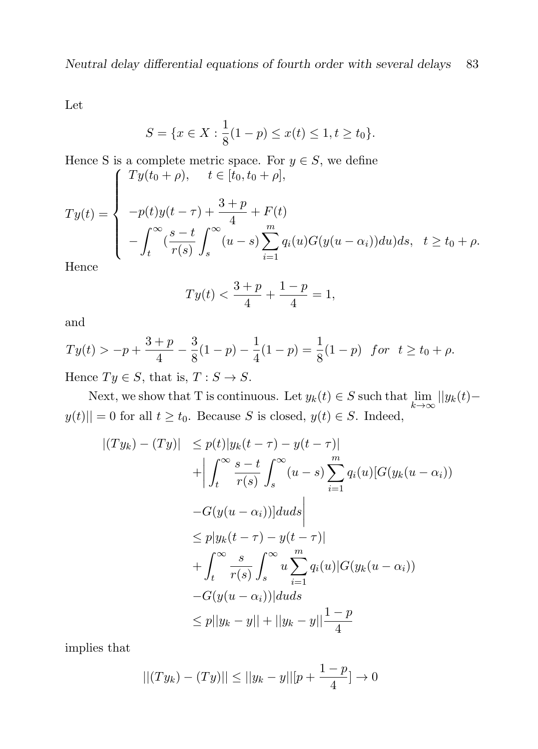Let

$$S = \{x \in X : \frac{1}{8}(1-p) \le x(t) \le 1, t \ge t_0\}.$$

Hence S is a complete metric space. For $y \in S$, we define

$$Ty(t) = \begin{cases} Ty(t_0+\rho), \quad t \in [t_0, t_0+\rho], \\ \\ -p(t)y(t-\tau) + \dfrac{3+p}{4} + F(t) \\ -\displaystyle\int_t^\infty (\frac{s-t}{r(s)} \int_s^\infty (u-s) \sum_{i=1}^m q_i(u) G(y(u-\alpha_i)) du) ds, \quad t \ge t_0+\rho. \end{cases}$$

Hence

$$Ty(t) < \frac{3+p}{4} + \frac{1-p}{4} = 1,$$

and

$$Ty(t) > -p + \frac{3+p}{4} - \frac{3}{8}(1-p) - \frac{1}{4}(1-p) = \frac{1}{8}(1-p) \quad for \quad t \ge t_0+\rho.$$

Hence $Ty \in S$, that is, $T : S \to S$.

Next, we show that T is continuous. Let $y_k(t) \in S$ such that $\lim_{k\to\infty} ||y_k(t) - y(t)|| = 0$ for all $t \ge t_0$. Because $S$ is closed, $y(t) \in S$. Indeed,

$$\begin{aligned}
|(Ty_k) - (Ty)| &\le p(t)|y_k(t-\tau) - y(t-\tau)| \\
&\quad + \Big| \int_t^\infty \frac{s-t}{r(s)} \int_s^\infty (u-s) \sum_{i=1}^m q_i(u)[G(y_k(u-\alpha_i)) \\
&\quad - G(y(u-\alpha_i))] du ds \Big| \\
&\le p|y_k(t-\tau) - y(t-\tau)| \\
&\quad + \int_t^\infty \frac{s}{r(s)} \int_s^\infty u \sum_{i=1}^m q_i(u)|G(y_k(u-\alpha_i)) \\
&\quad - G(y(u-\alpha_i))| du ds \\
&\le p||y_k - y|| + ||y_k - y|| \frac{1-p}{4}
\end{aligned}$$

implies that

$$||(Ty_k) - (Ty)|| \le ||y_k - y||[p + \frac{1-p}{4}] \to 0$$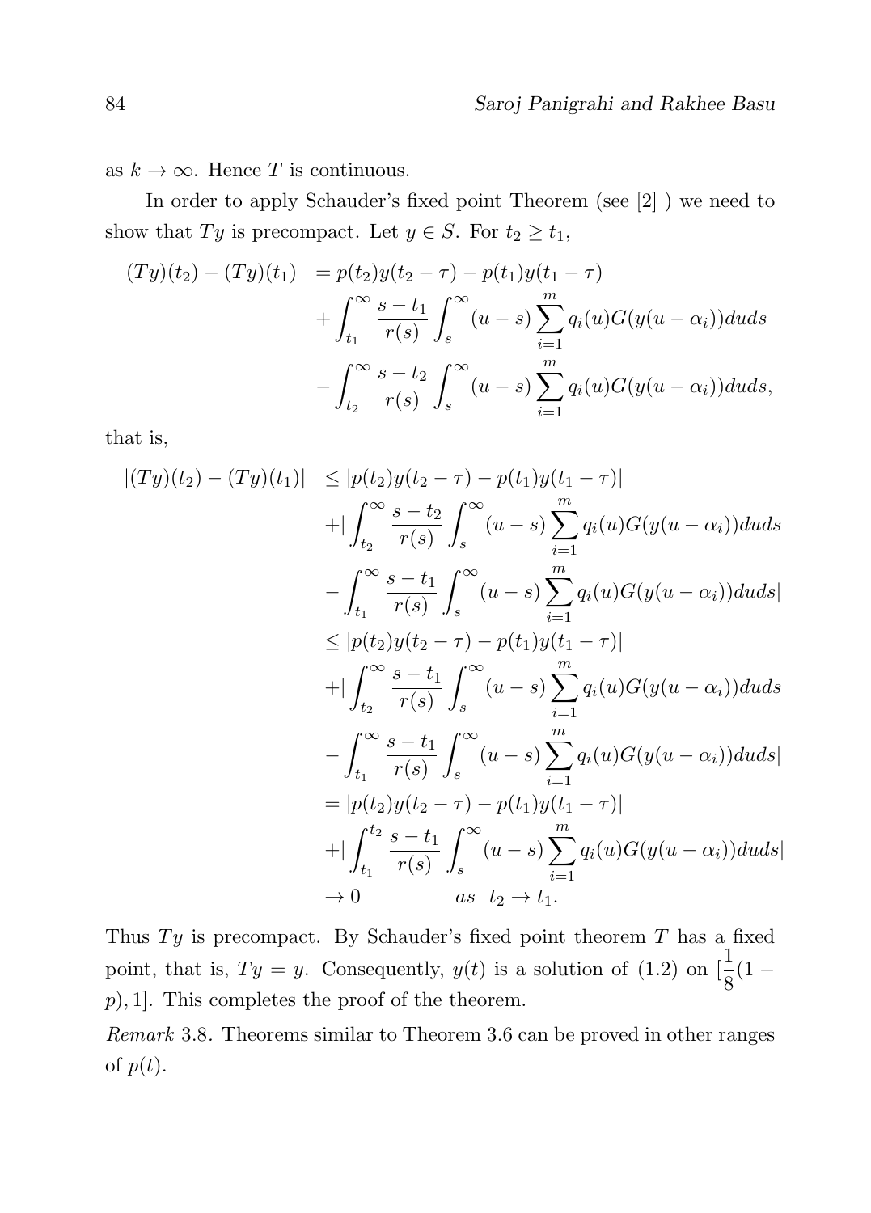as $k \to \infty$. Hence $T$ is continuous.

In order to apply Schauder's fixed point Theorem (see [2] ) we need to show that $Ty$ is precompact. Let $y \in S$. For $t_2 \geq t_1$,

$$
\begin{aligned}
(Ty)(t_2) - (Ty)(t_1) &= p(t_2)y(t_2 - \tau) - p(t_1)y(t_1 - \tau) \\
&\quad + \int_{t_1}^{\infty} \frac{s - t_1}{r(s)} \int_{s}^{\infty} (u - s) \sum_{i=1}^{m} q_i(u) G(y(u - \alpha_i)) du ds \\
&\quad - \int_{t_2}^{\infty} \frac{s - t_2}{r(s)} \int_{s}^{\infty} (u - s) \sum_{i=1}^{m} q_i(u) G(y(u - \alpha_i)) du ds,
\end{aligned}
$$

that is,

$$
\begin{aligned}
|(Ty)(t_2) - (Ty)(t_1)| &\leq |p(t_2)y(t_2 - \tau) - p(t_1)y(t_1 - \tau)| \\
&\quad + \Big| \int_{t_2}^{\infty} \frac{s - t_2}{r(s)} \int_{s}^{\infty} (u - s) \sum_{i=1}^{m} q_i(u) G(y(u - \alpha_i)) du ds \\
&\quad - \int_{t_1}^{\infty} \frac{s - t_1}{r(s)} \int_{s}^{\infty} (u - s) \sum_{i=1}^{m} q_i(u) G(y(u - \alpha_i)) du ds \Big| \\
&\leq |p(t_2)y(t_2 - \tau) - p(t_1)y(t_1 - \tau)| \\
&\quad + \Big| \int_{t_2}^{\infty} \frac{s - t_1}{r(s)} \int_{s}^{\infty} (u - s) \sum_{i=1}^{m} q_i(u) G(y(u - \alpha_i)) du ds \\
&\quad - \int_{t_1}^{\infty} \frac{s - t_1}{r(s)} \int_{s}^{\infty} (u - s) \sum_{i=1}^{m} q_i(u) G(y(u - \alpha_i)) du ds \Big| \\
&= |p(t_2)y(t_2 - \tau) - p(t_1)y(t_1 - \tau)| \\
&\quad + \Big| \int_{t_1}^{t_2} \frac{s - t_1}{r(s)} \int_{s}^{\infty} (u - s) \sum_{i=1}^{m} q_i(u) G(y(u - \alpha_i)) du ds \Big| \\
&\to 0 \qquad as \;\; t_2 \to t_1.
\end{aligned}
$$

Thus $Ty$ is precompact. By Schauder's fixed point theorem $T$ has a fixed point, that is, $Ty = y$. Consequently, $y(t)$ is a solution of (1.2) on $[\frac{1}{8}(1 - p), 1]$. This completes the proof of the theorem.

*Remark* 3.8. Theorems similar to Theorem 3.6 can be proved in other ranges of $p(t)$.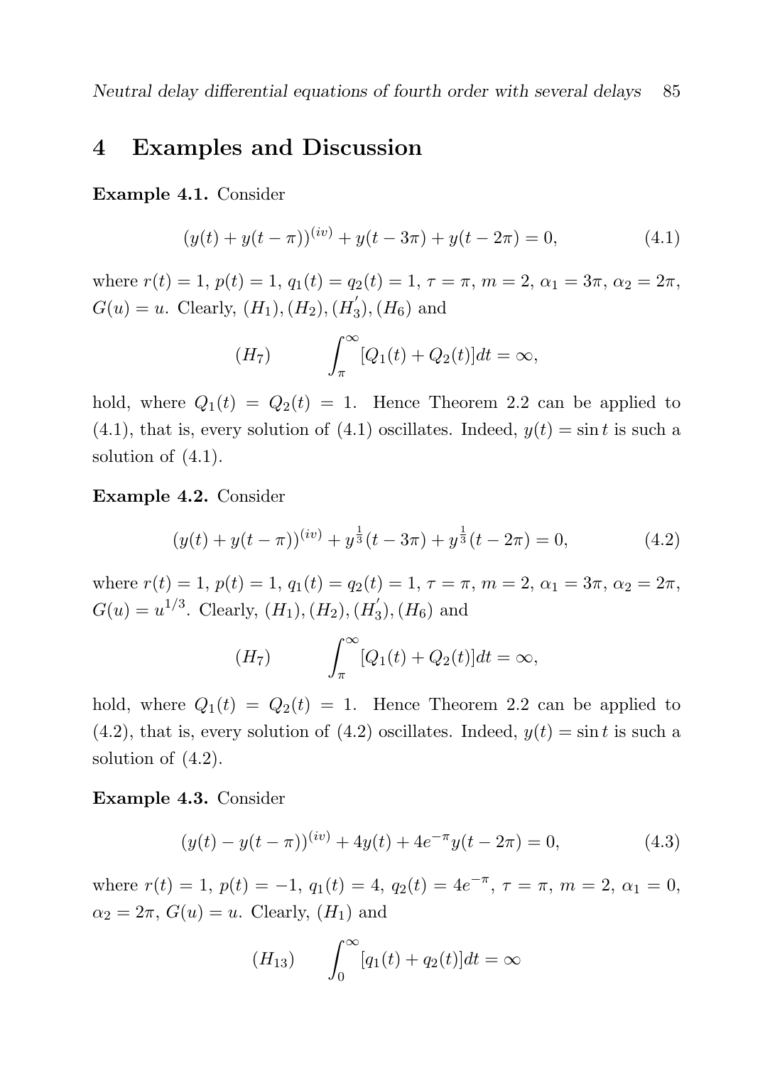## 4 Examples and Discussion

**Example 4.1.** Consider

$$(y(t) + y(t-\pi))^{(iv)} + y(t-3\pi) + y(t-2\pi) = 0, \tag{4.1}$$

where $r(t) = 1$, $p(t) = 1$, $q_1(t) = q_2(t) = 1$, $\tau = \pi$, $m = 2$, $\alpha_1 = 3\pi$, $\alpha_2 = 2\pi$, $G(u) = u$. Clearly, $(H_1), (H_2), (H_3^{'}), (H_6)$ and

$$(H_7) \qquad \int_{\pi}^{\infty} [Q_1(t) + Q_2(t)]dt = \infty,$$

hold, where $Q_1(t) = Q_2(t) = 1$. Hence Theorem 2.2 can be applied to (4.1), that is, every solution of (4.1) oscillates. Indeed, $y(t) = \sin t$ is such a solution of (4.1).

**Example 4.2.** Consider

$$(y(t) + y(t-\pi))^{(iv)} + y^{\frac{1}{3}}(t-3\pi) + y^{\frac{1}{3}}(t-2\pi) = 0, \tag{4.2}$$

where $r(t) = 1$, $p(t) = 1$, $q_1(t) = q_2(t) = 1$, $\tau = \pi$, $m = 2$, $\alpha_1 = 3\pi$, $\alpha_2 = 2\pi$, $G(u) = u^{1/3}$. Clearly, $(H_1), (H_2), (H_3^{'}), (H_6)$ and

$$(H_7) \qquad \int_{\pi}^{\infty} [Q_1(t) + Q_2(t)]dt = \infty,$$

hold, where $Q_1(t) = Q_2(t) = 1$. Hence Theorem 2.2 can be applied to (4.2), that is, every solution of (4.2) oscillates. Indeed, $y(t) = \sin t$ is such a solution of (4.2).

**Example 4.3.** Consider

$$(y(t) - y(t-\pi))^{(iv)} + 4y(t) + 4e^{-\pi}y(t-2\pi) = 0, \tag{4.3}$$

where $r(t) = 1$, $p(t) = -1$, $q_1(t) = 4$, $q_2(t) = 4e^{-\pi}$, $\tau = \pi$, $m = 2$, $\alpha_1 = 0$, $\alpha_2 = 2\pi$, $G(u) = u$. Clearly, $(H_1)$ and

$$(H_{13}) \qquad \int_{0}^{\infty} [q_1(t) + q_2(t)]dt = \infty$$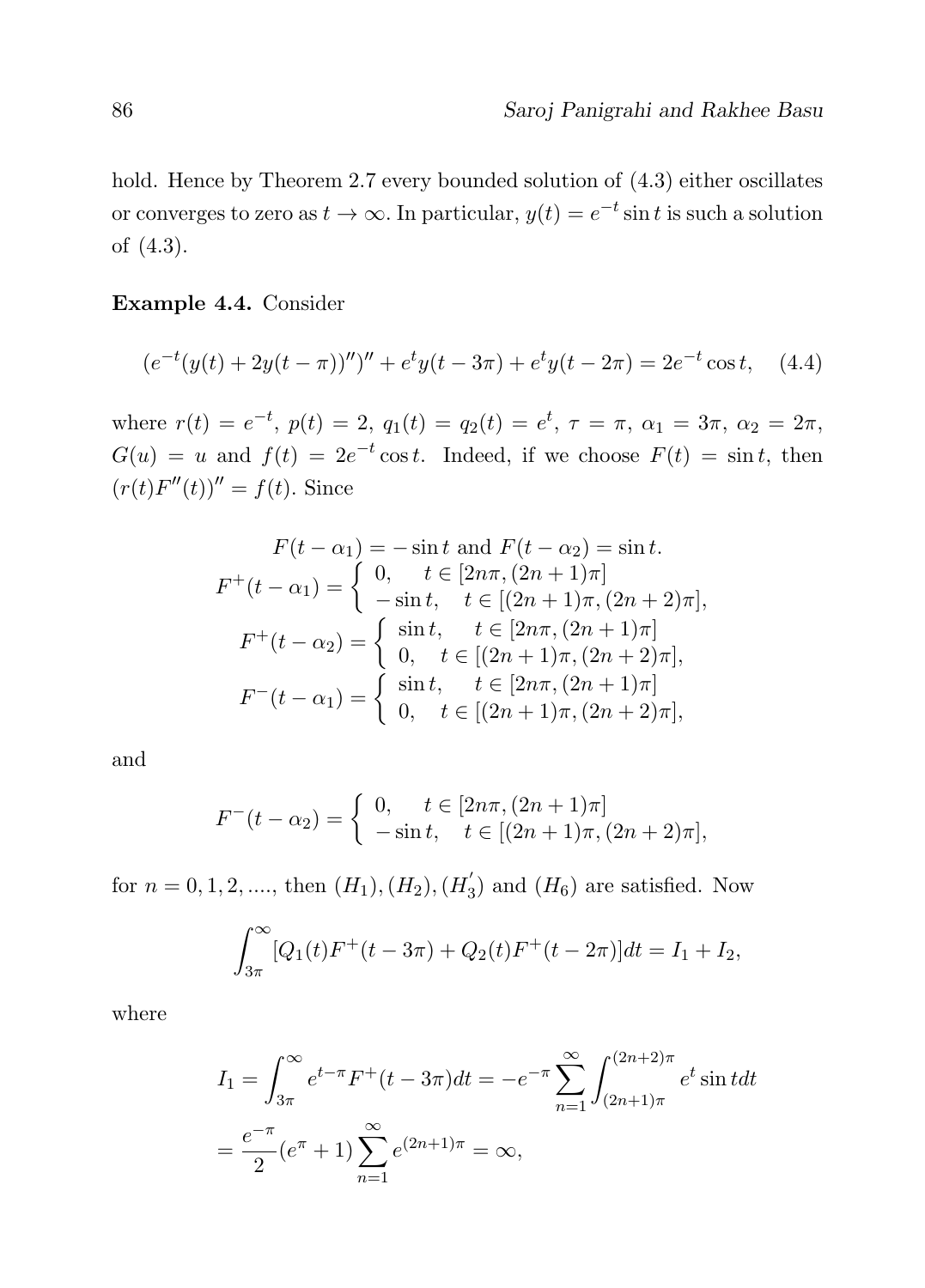hold. Hence by Theorem 2.7 every bounded solution of (4.3) either oscillates or converges to zero as $t \to \infty$. In particular, $y(t) = e^{-t} \sin t$ is such a solution of (4.3).

**Example 4.4.** Consider

$$(e^{-t}(y(t) + 2y(t - \pi))'')'' + e^t y(t - 3\pi) + e^t y(t - 2\pi) = 2e^{-t} \cos t, \quad (4.4)$$

where $r(t) = e^{-t}$, $p(t) = 2$, $q_1(t) = q_2(t) = e^t$, $\tau = \pi$, $\alpha_1 = 3\pi$, $\alpha_2 = 2\pi$, $G(u) = u$ and $f(t) = 2e^{-t} \cos t$. Indeed, if we choose $F(t) = \sin t$, then $(r(t)F''(t))'' = f(t)$. Since

$$F(t - \alpha_1) = -\sin t \text{ and } F(t - \alpha_2) = \sin t.$$

$$F^+(t - \alpha_1) = \begin{cases} 0, & t \in [2n\pi, (2n+1)\pi] \\ -\sin t, & t \in [(2n+1)\pi, (2n+2)\pi], \end{cases}$$

$$F^+(t - \alpha_2) = \begin{cases} \sin t, & t \in [2n\pi, (2n+1)\pi] \\ 0, & t \in [(2n+1)\pi, (2n+2)\pi], \end{cases}$$

$$F^-(t - \alpha_1) = \begin{cases} \sin t, & t \in [2n\pi, (2n+1)\pi] \\ 0, & t \in [(2n+1)\pi, (2n+2)\pi], \end{cases}$$

and

$$F^-(t - \alpha_2) = \begin{cases} 0, & t \in [2n\pi, (2n+1)\pi] \\ -\sin t, & t \in [(2n+1)\pi, (2n+2)\pi], \end{cases}$$

for $n = 0, 1, 2, ....$, then $(H_1), (H_2), (H_3^{'})$ and $(H_6)$ are satisfied. Now

$$\int_{3\pi}^{\infty} [Q_1(t)F^+(t - 3\pi) + Q_2(t)F^+(t - 2\pi)]dt = I_1 + I_2,$$

where

$$I_1 = \int_{3\pi}^{\infty} e^{t-\pi} F^+(t - 3\pi)dt = -e^{-\pi} \sum_{n=1}^{\infty} \int_{(2n+1)\pi}^{(2n+2)\pi} e^t \sin t dt$$

$$= \frac{e^{-\pi}}{2}(e^{\pi} + 1) \sum_{n=1}^{\infty} e^{(2n+1)\pi} = \infty,$$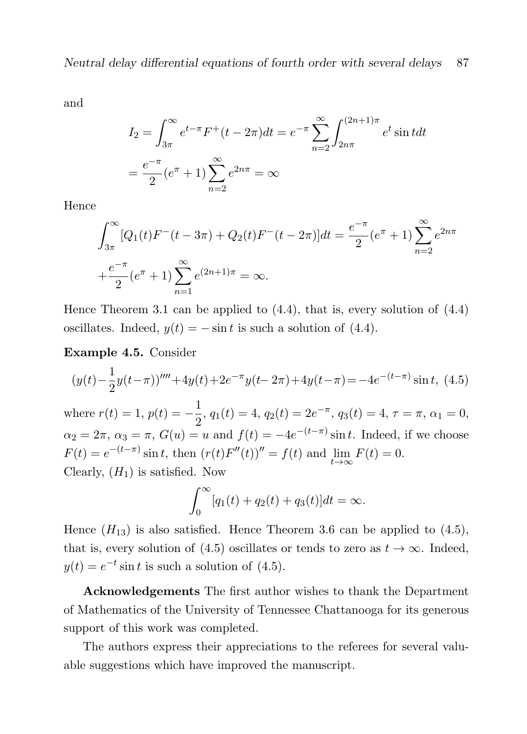and

$$
\begin{aligned}
I_2 &= \int_{3\pi}^{\infty} e^{t-\pi} F^+(t-2\pi)dt = e^{-\pi} \sum_{n=2}^{\infty} \int_{2n\pi}^{(2n+1)\pi} e^t \sin t dt \\
&= \frac{e^{-\pi}}{2}(e^\pi + 1) \sum_{n=2}^{\infty} e^{2n\pi} = \infty
\end{aligned}
$$

Hence

$$
\int_{3\pi}^{\infty} [Q_1(t)F^-(t-3\pi) + Q_2(t)F^-(t-2\pi)]dt = \frac{e^{-\pi}}{2}(e^\pi + 1) \sum_{n=2}^{\infty} e^{2n\pi}
$$

$$
+ \frac{e^{-\pi}}{2}(e^\pi + 1) \sum_{n=1}^{\infty} e^{(2n+1)\pi} = \infty.
$$

Hence Theorem 3.1 can be applied to (4.4), that is, every solution of (4.4) oscillates. Indeed, $y(t) = -\sin t$ is such a solution of (4.4).

**Example 4.5.** Consider

$$
(y(t) - \frac{1}{2}y(t-\pi))'''' + 4y(t) + 2e^{-\pi}y(t-2\pi) + 4y(t-\pi) = -4e^{-(t-\pi)}\sin t, \quad (4.5)
$$

where $r(t) = 1$, $p(t) = -\dfrac{1}{2}$, $q_1(t) = 4$, $q_2(t) = 2e^{-\pi}$, $q_3(t) = 4$, $\tau = \pi$, $\alpha_1 = 0$, $\alpha_2 = 2\pi$, $\alpha_3 = \pi$, $G(u) = u$ and $f(t) = -4e^{-(t-\pi)}\sin t$. Indeed, if we choose $F(t) = e^{-(t-\pi)}\sin t$, then $(r(t)F''(t))'' = f(t)$ and $\lim_{t\to\infty} F(t) = 0$.
Clearly, $(H_1)$ is satisfied. Now

$$
\int_0^{\infty} [q_1(t) + q_2(t) + q_3(t)]dt = \infty.
$$

Hence $(H_{13})$ is also satisfied. Hence Theorem 3.6 can be applied to (4.5), that is, every solution of (4.5) oscillates or tends to zero as $t \to \infty$. Indeed, $y(t) = e^{-t}\sin t$ is such a solution of (4.5).

**Acknowledgements** The first author wishes to thank the Department of Mathematics of the University of Tennessee Chattanooga for its generous support of this work was completed.

The authors express their appreciations to the referees for several valuable suggestions which have improved the manuscript.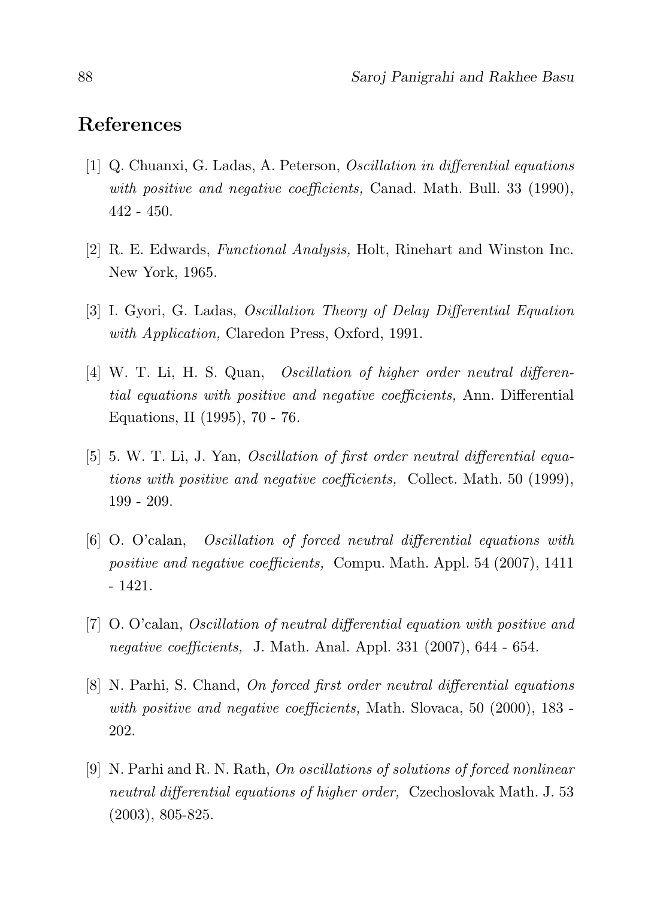## References

[1] Q. Chuanxi, G. Ladas, A. Peterson, *Oscillation in differential equations with positive and negative coefficients,* Canad. Math. Bull. 33 (1990), 442 - 450.

[2] R. E. Edwards, *Functional Analysis,* Holt, Rinehart and Winston Inc. New York, 1965.

[3] I. Gyori, G. Ladas, *Oscillation Theory of Delay Differential Equation with Application,* Claredon Press, Oxford, 1991.

[4] W. T. Li, H. S. Quan, *Oscillation of higher order neutral differential equations with positive and negative coefficients,* Ann. Differential Equations, II (1995), 70 - 76.

[5] 5. W. T. Li, J. Yan, *Oscillation of first order neutral differential equations with positive and negative coefficients,* Collect. Math. 50 (1999), 199 - 209.

[6] O. O'calan, *Oscillation of forced neutral differential equations with positive and negative coefficients,* Compu. Math. Appl. 54 (2007), 1411 - 1421.

[7] O. O'calan, *Oscillation of neutral differential equation with positive and negative coefficients,* J. Math. Anal. Appl. 331 (2007), 644 - 654.

[8] N. Parhi, S. Chand, *On forced first order neutral differential equations with positive and negative coefficients,* Math. Slovaca, 50 (2000), 183 - 202.

[9] N. Parhi and R. N. Rath, *On oscillations of solutions of forced nonlinear neutral differential equations of higher order,* Czechoslovak Math. J. 53 (2003), 805-825.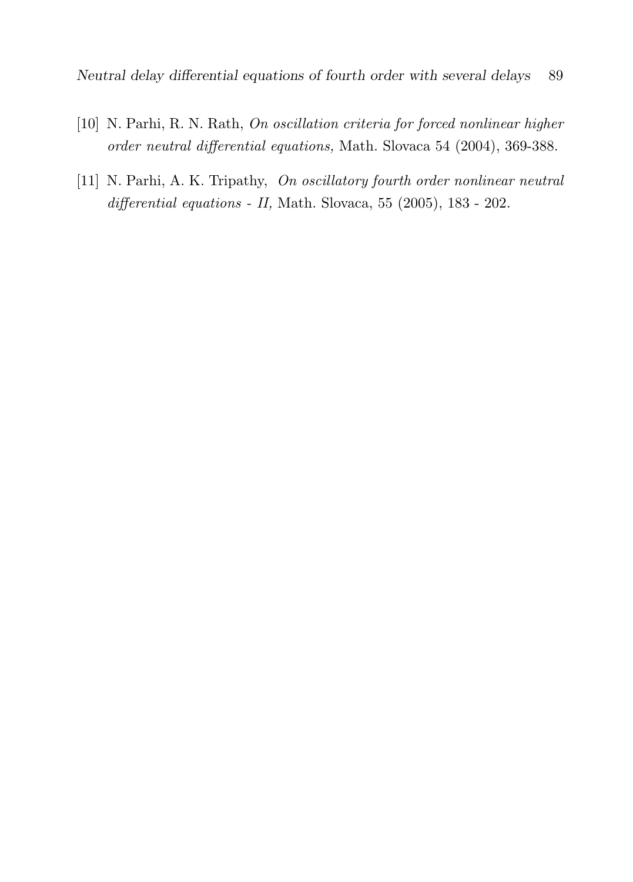[10] N. Parhi, R. N. Rath, *On oscillation criteria for forced nonlinear higher order neutral differential equations,* Math. Slovaca 54 (2004), 369-388.

[11] N. Parhi, A. K. Tripathy, *On oscillatory fourth order nonlinear neutral differential equations - II,* Math. Slovaca, 55 (2005), 183 - 202.